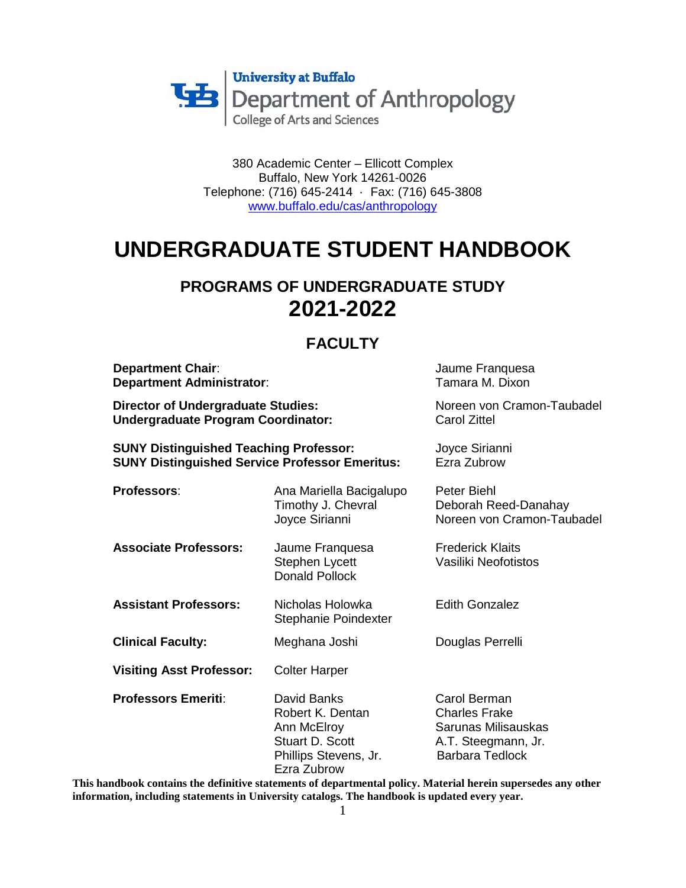University at Buffalo
Department of Anthropology
College of Arts and Sciences

380 Academic Center – Ellicott Complex
Buffalo, New York 14261-0026
Telephone: (716) 645-2414 · Fax: (716) 645-3808
www.buffalo.edu/cas/anthropology

# UNDERGRADUATE STUDENT HANDBOOK

## PROGRAMS OF UNDERGRADUATE STUDY
## 2021-2022

## FACULTY

**Department Chair**: Jaume Franquesa
**Department Administrator**: Tamara M. Dixon

**Director of Undergraduate Studies:** Noreen von Cramon-Taubadel
**Undergraduate Program Coordinator:** Carol Zittel

**SUNY Distinguished Teaching Professor:** Joyce Sirianni
**SUNY Distinguished Service Professor Emeritus:** Ezra Zubrow

**Professors**: Ana Mariella Bacigalupo, Timothy J. Chevral, Joyce Sirianni, Peter Biehl, Deborah Reed-Danahay, Noreen von Cramon-Taubadel

**Associate Professors:** Jaume Franquesa, Stephen Lycett, Donald Pollock, Frederick Klaits, Vasiliki Neofotistos

**Assistant Professors:** Nicholas Holowka, Stephanie Poindexter, Edith Gonzalez

**Clinical Faculty:** Meghana Joshi, Douglas Perrelli

**Visiting Asst Professor:** Colter Harper

**Professors Emeriti**: David Banks, Robert K. Dentan, Ann McElroy, Stuart D. Scott, Phillips Stevens, Jr., Ezra Zubrow, Carol Berman, Charles Frake, Sarunas Milisauskas, A.T. Steegmann, Jr., Barbara Tedlock

**This handbook contains the definitive statements of departmental policy. Material herein supersedes any other information, including statements in University catalogs. The handbook is updated every year.**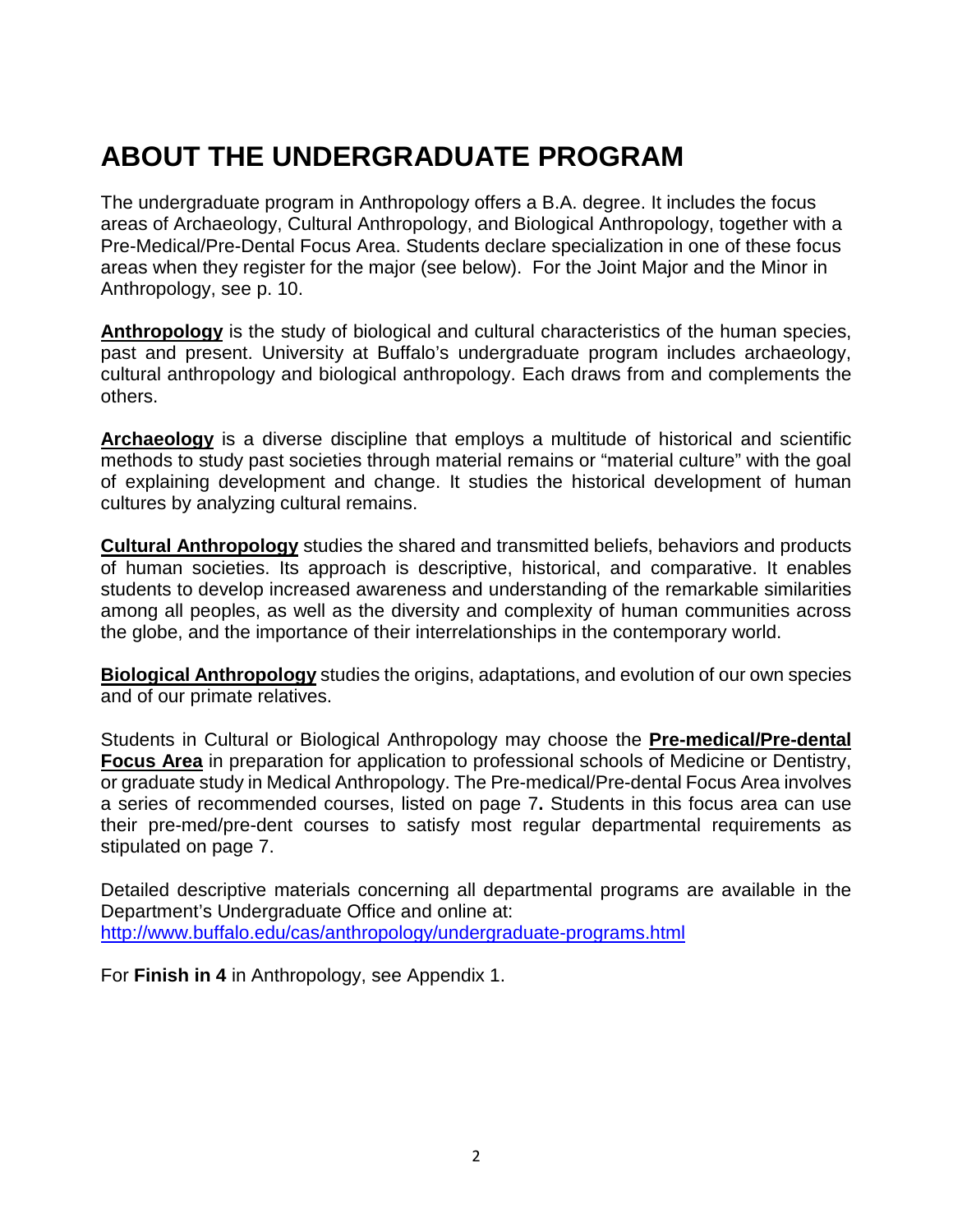# ABOUT THE UNDERGRADUATE PROGRAM

The undergraduate program in Anthropology offers a B.A. degree. It includes the focus areas of Archaeology, Cultural Anthropology, and Biological Anthropology, together with a Pre-Medical/Pre-Dental Focus Area. Students declare specialization in one of these focus areas when they register for the major (see below). For the Joint Major and the Minor in Anthropology, see p. 10.

**Anthropology** is the study of biological and cultural characteristics of the human species, past and present. University at Buffalo's undergraduate program includes archaeology, cultural anthropology and biological anthropology. Each draws from and complements the others.

**Archaeology** is a diverse discipline that employs a multitude of historical and scientific methods to study past societies through material remains or "material culture" with the goal of explaining development and change. It studies the historical development of human cultures by analyzing cultural remains.

**Cultural Anthropology** studies the shared and transmitted beliefs, behaviors and products of human societies. Its approach is descriptive, historical, and comparative. It enables students to develop increased awareness and understanding of the remarkable similarities among all peoples, as well as the diversity and complexity of human communities across the globe, and the importance of their interrelationships in the contemporary world.

**Biological Anthropology** studies the origins, adaptations, and evolution of our own species and of our primate relatives.

Students in Cultural or Biological Anthropology may choose the **Pre-medical/Pre-dental Focus Area** in preparation for application to professional schools of Medicine or Dentistry, or graduate study in Medical Anthropology. The Pre-medical/Pre-dental Focus Area involves a series of recommended courses, listed on page 7**.** Students in this focus area can use their pre-med/pre-dent courses to satisfy most regular departmental requirements as stipulated on page 7.

Detailed descriptive materials concerning all departmental programs are available in the Department's Undergraduate Office and online at:
http://www.buffalo.edu/cas/anthropology/undergraduate-programs.html

For **Finish in 4** in Anthropology, see Appendix 1.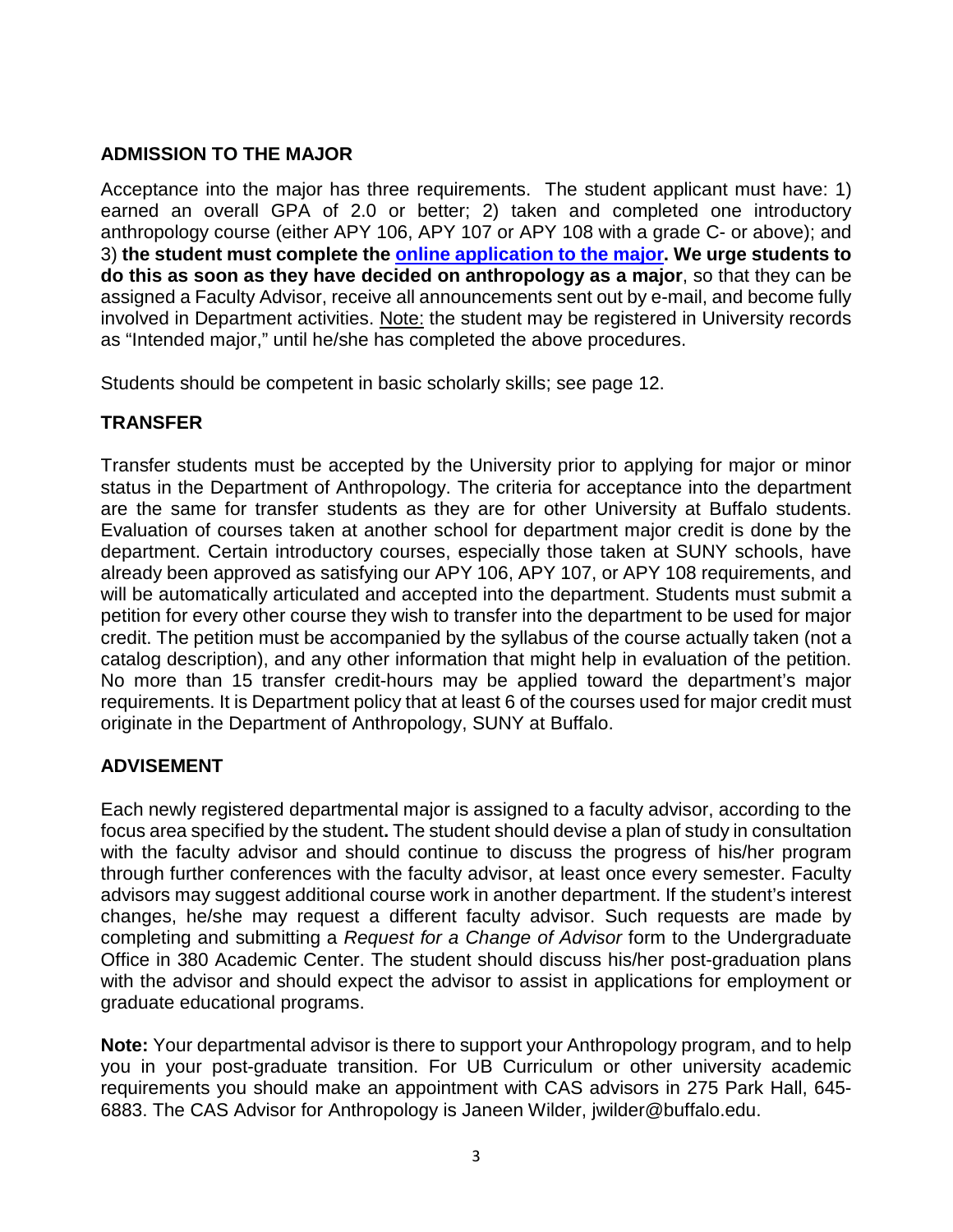## ADMISSION TO THE MAJOR

Acceptance into the major has three requirements. The student applicant must have: 1) earned an overall GPA of 2.0 or better; 2) taken and completed one introductory anthropology course (either APY 106, APY 107 or APY 108 with a grade C- or above); and 3) **the student must complete the online application to the major. We urge students to do this as soon as they have decided on anthropology as a major**, so that they can be assigned a Faculty Advisor, receive all announcements sent out by e-mail, and become fully involved in Department activities. Note: the student may be registered in University records as "Intended major," until he/she has completed the above procedures.

Students should be competent in basic scholarly skills; see page 12.

## TRANSFER

Transfer students must be accepted by the University prior to applying for major or minor status in the Department of Anthropology. The criteria for acceptance into the department are the same for transfer students as they are for other University at Buffalo students. Evaluation of courses taken at another school for department major credit is done by the department. Certain introductory courses, especially those taken at SUNY schools, have already been approved as satisfying our APY 106, APY 107, or APY 108 requirements, and will be automatically articulated and accepted into the department. Students must submit a petition for every other course they wish to transfer into the department to be used for major credit. The petition must be accompanied by the syllabus of the course actually taken (not a catalog description), and any other information that might help in evaluation of the petition. No more than 15 transfer credit-hours may be applied toward the department's major requirements. It is Department policy that at least 6 of the courses used for major credit must originate in the Department of Anthropology, SUNY at Buffalo.

## ADVISEMENT

Each newly registered departmental major is assigned to a faculty advisor, according to the focus area specified by the student. The student should devise a plan of study in consultation with the faculty advisor and should continue to discuss the progress of his/her program through further conferences with the faculty advisor, at least once every semester. Faculty advisors may suggest additional course work in another department. If the student's interest changes, he/she may request a different faculty advisor. Such requests are made by completing and submitting a *Request for a Change of Advisor* form to the Undergraduate Office in 380 Academic Center. The student should discuss his/her post-graduation plans with the advisor and should expect the advisor to assist in applications for employment or graduate educational programs.

**Note:** Your departmental advisor is there to support your Anthropology program, and to help you in your post-graduate transition. For UB Curriculum or other university academic requirements you should make an appointment with CAS advisors in 275 Park Hall, 645-6883. The CAS Advisor for Anthropology is Janeen Wilder, jwilder@buffalo.edu.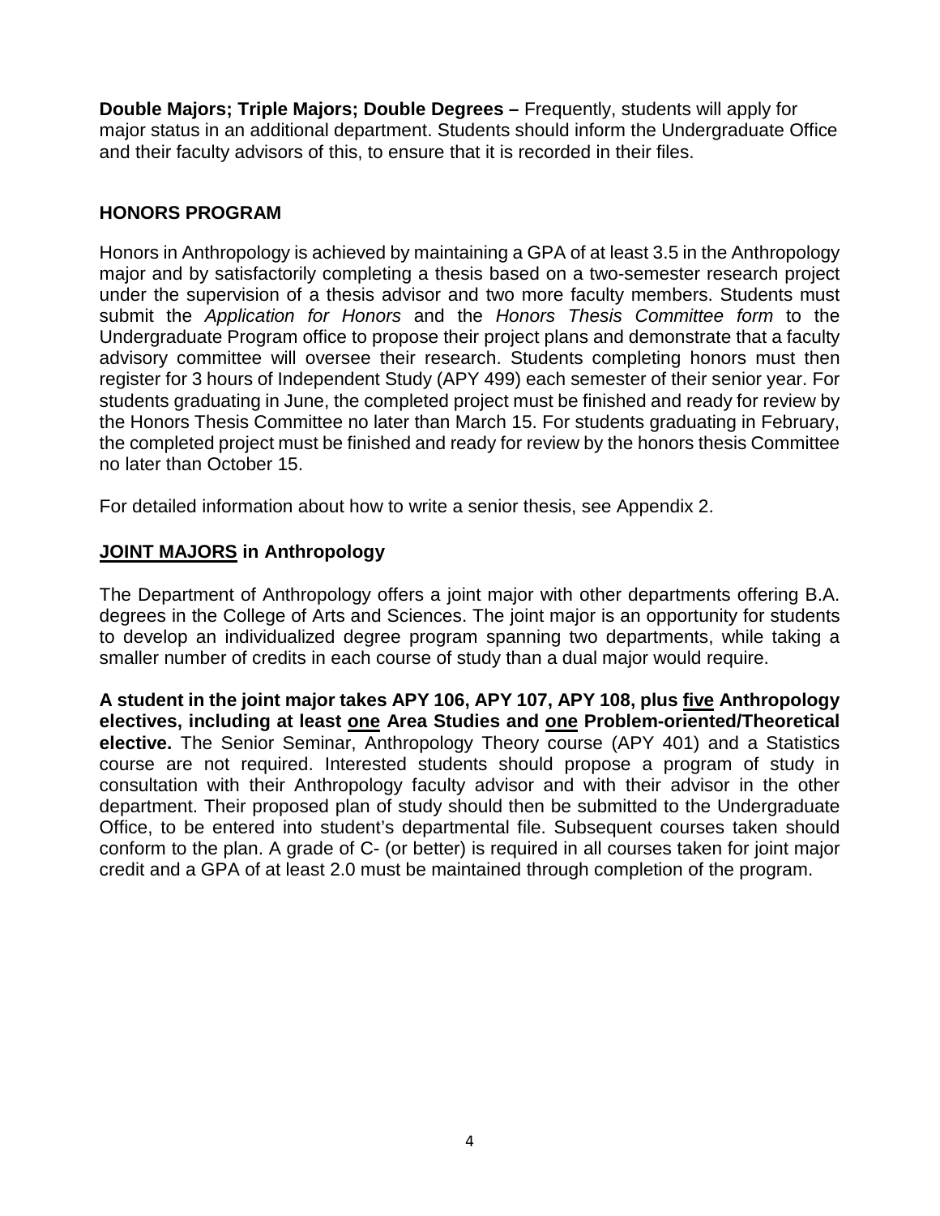**Double Majors; Triple Majors; Double Degrees –** Frequently, students will apply for major status in an additional department. Students should inform the Undergraduate Office and their faculty advisors of this, to ensure that it is recorded in their files.

## HONORS PROGRAM

Honors in Anthropology is achieved by maintaining a GPA of at least 3.5 in the Anthropology major and by satisfactorily completing a thesis based on a two-semester research project under the supervision of a thesis advisor and two more faculty members. Students must submit the *Application for Honors* and the *Honors Thesis Committee form* to the Undergraduate Program office to propose their project plans and demonstrate that a faculty advisory committee will oversee their research. Students completing honors must then register for 3 hours of Independent Study (APY 499) each semester of their senior year. For students graduating in June, the completed project must be finished and ready for review by the Honors Thesis Committee no later than March 15. For students graduating in February, the completed project must be finished and ready for review by the honors thesis Committee no later than October 15.

For detailed information about how to write a senior thesis, see Appendix 2.

## JOINT MAJORS in Anthropology

The Department of Anthropology offers a joint major with other departments offering B.A. degrees in the College of Arts and Sciences. The joint major is an opportunity for students to develop an individualized degree program spanning two departments, while taking a smaller number of credits in each course of study than a dual major would require.

**A student in the joint major takes APY 106, APY 107, APY 108, plus five Anthropology electives, including at least one Area Studies and one Problem-oriented/Theoretical elective.** The Senior Seminar, Anthropology Theory course (APY 401) and a Statistics course are not required. Interested students should propose a program of study in consultation with their Anthropology faculty advisor and with their advisor in the other department. Their proposed plan of study should then be submitted to the Undergraduate Office, to be entered into student's departmental file. Subsequent courses taken should conform to the plan. A grade of C- (or better) is required in all courses taken for joint major credit and a GPA of at least 2.0 must be maintained through completion of the program.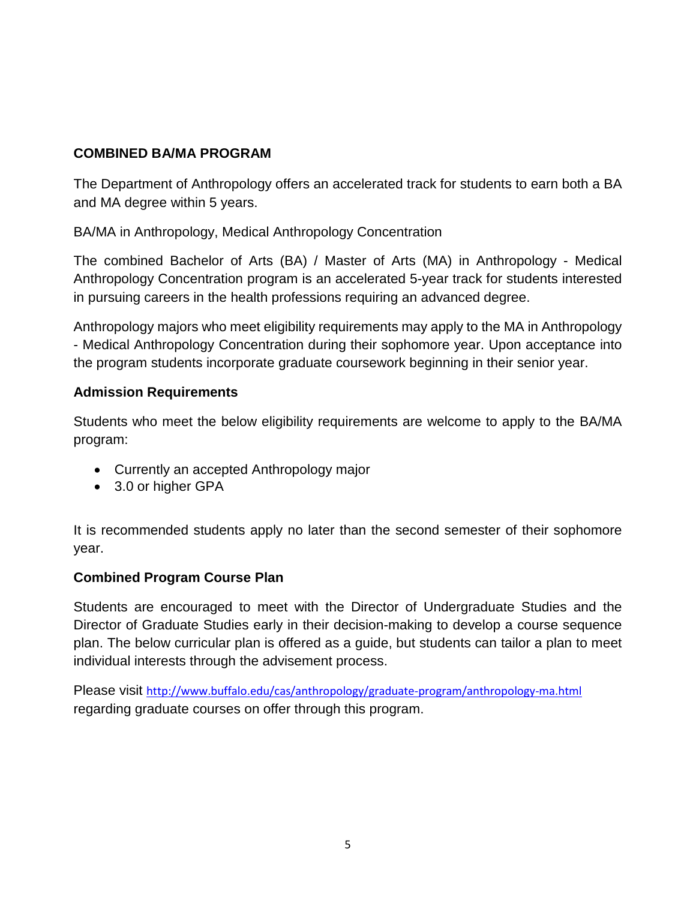## COMBINED BA/MA PROGRAM

The Department of Anthropology offers an accelerated track for students to earn both a BA and MA degree within 5 years.

BA/MA in Anthropology, Medical Anthropology Concentration

The combined Bachelor of Arts (BA) / Master of Arts (MA) in Anthropology - Medical Anthropology Concentration program is an accelerated 5-year track for students interested in pursuing careers in the health professions requiring an advanced degree.

Anthropology majors who meet eligibility requirements may apply to the MA in Anthropology - Medical Anthropology Concentration during their sophomore year. Upon acceptance into the program students incorporate graduate coursework beginning in their senior year.

### Admission Requirements

Students who meet the below eligibility requirements are welcome to apply to the BA/MA program:

- Currently an accepted Anthropology major
- 3.0 or higher GPA

It is recommended students apply no later than the second semester of their sophomore year.

### Combined Program Course Plan

Students are encouraged to meet with the Director of Undergraduate Studies and the Director of Graduate Studies early in their decision-making to develop a course sequence plan. The below curricular plan is offered as a guide, but students can tailor a plan to meet individual interests through the advisement process.

Please visit http://www.buffalo.edu/cas/anthropology/graduate-program/anthropology-ma.html regarding graduate courses on offer through this program.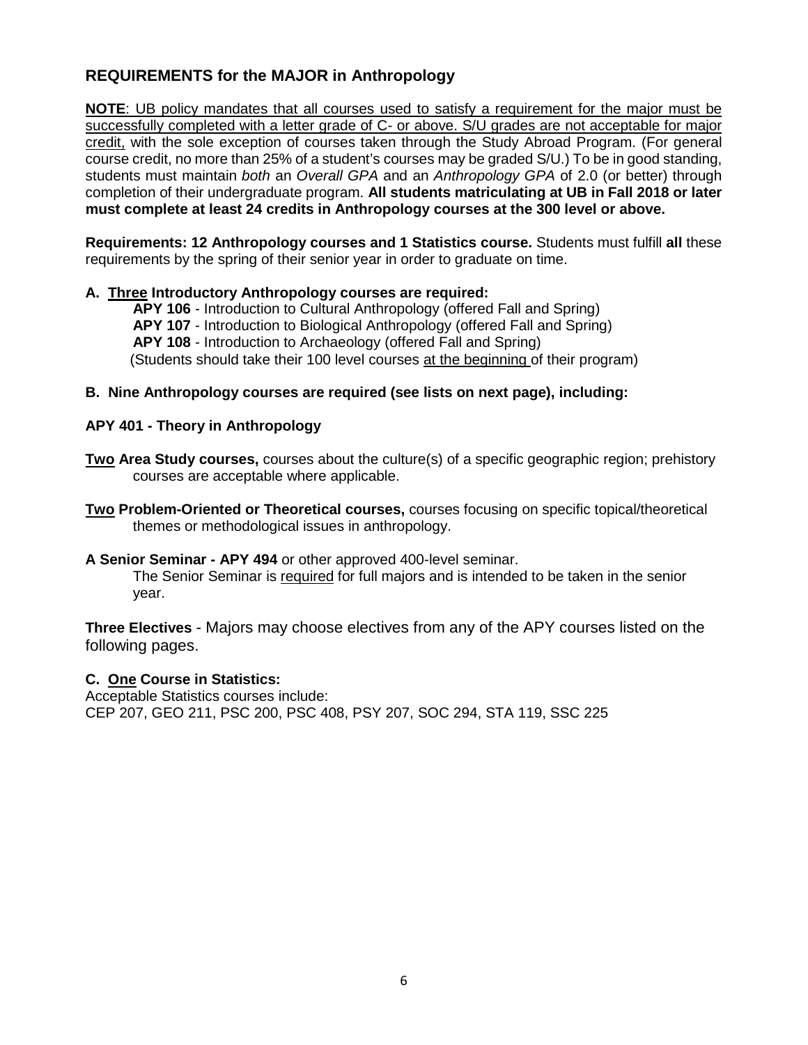## REQUIREMENTS for the MAJOR in Anthropology

**NOTE**: UB policy mandates that all courses used to satisfy a requirement for the major must be successfully completed with a letter grade of C- or above. S/U grades are not acceptable for major credit, with the sole exception of courses taken through the Study Abroad Program. (For general course credit, no more than 25% of a student's courses may be graded S/U.) To be in good standing, students must maintain *both* an *Overall GPA* and an *Anthropology GPA* of 2.0 (or better) through completion of their undergraduate program. **All students matriculating at UB in Fall 2018 or later must complete at least 24 credits in Anthropology courses at the 300 level or above.**

**Requirements: 12 Anthropology courses and 1 Statistics course.** Students must fulfill **all** these requirements by the spring of their senior year in order to graduate on time.

**A. Three Introductory Anthropology courses are required:**

- **APY 106** - Introduction to Cultural Anthropology (offered Fall and Spring)
- **APY 107** - Introduction to Biological Anthropology (offered Fall and Spring)
- **APY 108** - Introduction to Archaeology (offered Fall and Spring)

(Students should take their 100 level courses at the beginning of their program)

**B. Nine Anthropology courses are required (see lists on next page), including:**

**APY 401 - Theory in Anthropology**

**Two Area Study courses,** courses about the culture(s) of a specific geographic region; prehistory courses are acceptable where applicable.

**Two Problem-Oriented or Theoretical courses,** courses focusing on specific topical/theoretical themes or methodological issues in anthropology.

**A Senior Seminar - APY 494** or other approved 400-level seminar.
The Senior Seminar is required for full majors and is intended to be taken in the senior year.

**Three Electives** - Majors may choose electives from any of the APY courses listed on the following pages.

**C. One Course in Statistics:**
Acceptable Statistics courses include:
CEP 207, GEO 211, PSC 200, PSC 408, PSY 207, SOC 294, STA 119, SSC 225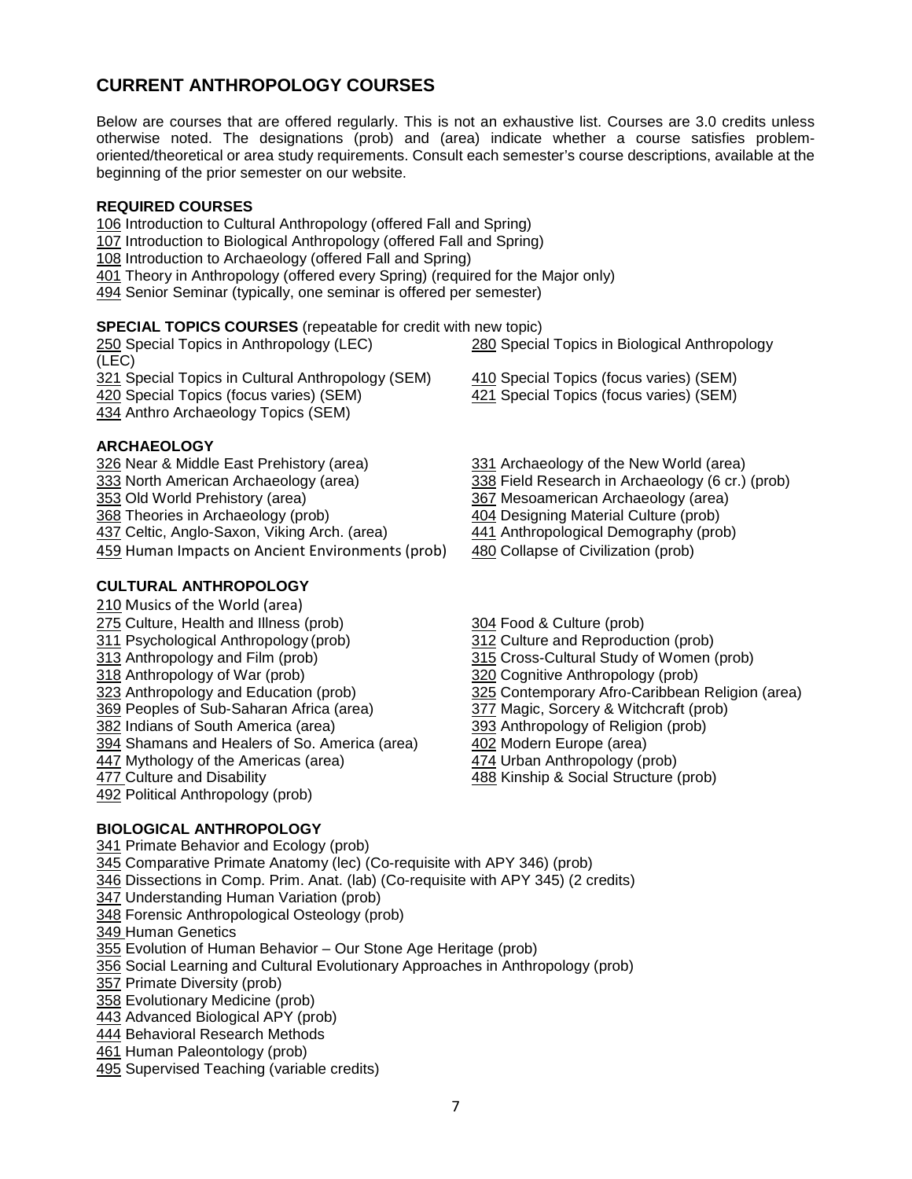## CURRENT ANTHROPOLOGY COURSES

Below are courses that are offered regularly. This is not an exhaustive list. Courses are 3.0 credits unless otherwise noted. The designations (prob) and (area) indicate whether a course satisfies problem-oriented/theoretical or area study requirements. Consult each semester's course descriptions, available at the beginning of the prior semester on our website.

### REQUIRED COURSES

106 Introduction to Cultural Anthropology (offered Fall and Spring)
107 Introduction to Biological Anthropology (offered Fall and Spring)
108 Introduction to Archaeology (offered Fall and Spring)
401 Theory in Anthropology (offered every Spring) (required for the Major only)
494 Senior Seminar (typically, one seminar is offered per semester)

### SPECIAL TOPICS COURSES (repeatable for credit with new topic)

250 Special Topics in Anthropology (LEC)
280 Special Topics in Biological Anthropology (LEC)
321 Special Topics in Cultural Anthropology (SEM)
410 Special Topics (focus varies) (SEM)
420 Special Topics (focus varies) (SEM)
421 Special Topics (focus varies) (SEM)
434 Anthro Archaeology Topics (SEM)

### ARCHAEOLOGY

326 Near & Middle East Prehistory (area)
331 Archaeology of the New World (area)
333 North American Archaeology (area)
338 Field Research in Archaeology (6 cr.) (prob)
353 Old World Prehistory (area)
367 Mesoamerican Archaeology (area)
368 Theories in Archaeology (prob)
404 Designing Material Culture (prob)
437 Celtic, Anglo-Saxon, Viking Arch. (area)
441 Anthropological Demography (prob)
459 Human Impacts on Ancient Environments (prob)
480 Collapse of Civilization (prob)

### CULTURAL ANTHROPOLOGY

210 Musics of the World (area)
275 Culture, Health and Illness (prob)
304 Food & Culture (prob)
311 Psychological Anthropology (prob)
312 Culture and Reproduction (prob)
313 Anthropology and Film (prob)
315 Cross-Cultural Study of Women (prob)
318 Anthropology of War (prob)
320 Cognitive Anthropology (prob)
323 Anthropology and Education (prob)
325 Contemporary Afro-Caribbean Religion (area)
369 Peoples of Sub-Saharan Africa (area)
377 Magic, Sorcery & Witchcraft (prob)
382 Indians of South America (area)
393 Anthropology of Religion (prob)
394 Shamans and Healers of So. America (area)
402 Modern Europe (area)
447 Mythology of the Americas (area)
474 Urban Anthropology (prob)
477 Culture and Disability
488 Kinship & Social Structure (prob)
492 Political Anthropology (prob)

### BIOLOGICAL ANTHROPOLOGY

341 Primate Behavior and Ecology (prob)
345 Comparative Primate Anatomy (lec) (Co-requisite with APY 346) (prob)
346 Dissections in Comp. Prim. Anat. (lab) (Co-requisite with APY 345) (2 credits)
347 Understanding Human Variation (prob)
348 Forensic Anthropological Osteology (prob)
349 Human Genetics
355 Evolution of Human Behavior – Our Stone Age Heritage (prob)
356 Social Learning and Cultural Evolutionary Approaches in Anthropology (prob)
357 Primate Diversity (prob)
358 Evolutionary Medicine (prob)
443 Advanced Biological APY (prob)
444 Behavioral Research Methods
461 Human Paleontology (prob)
495 Supervised Teaching (variable credits)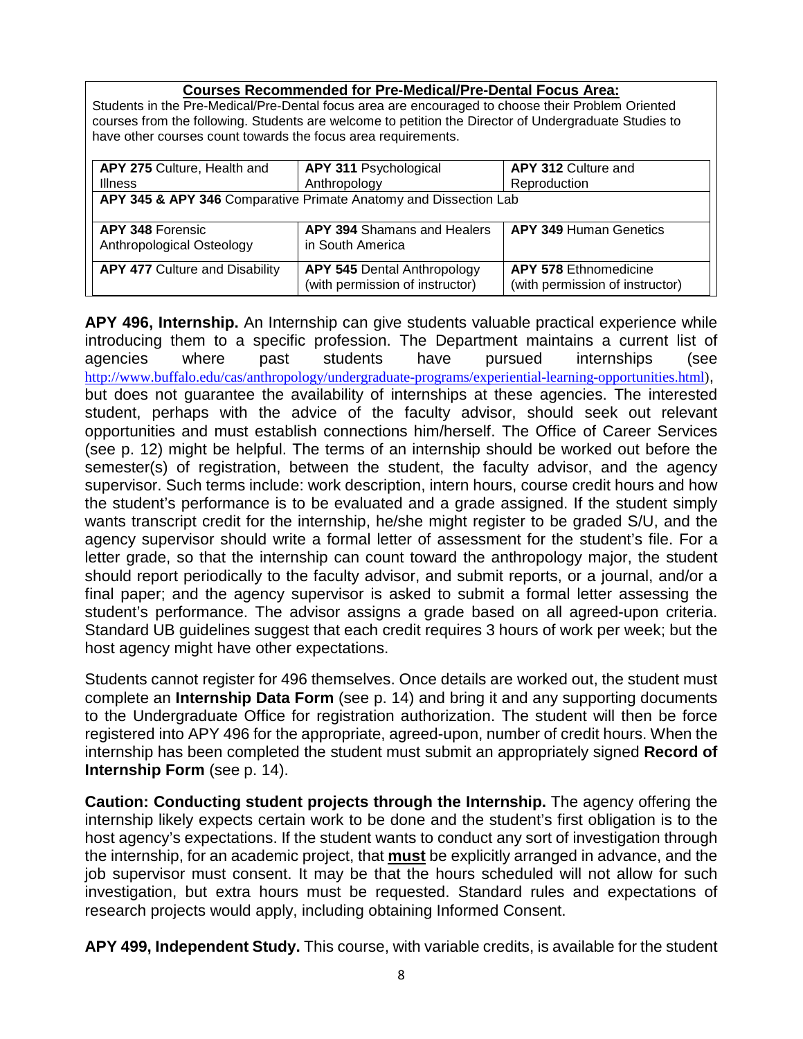**Courses Recommended for Pre-Medical/Pre-Dental Focus Area:**

Students in the Pre-Medical/Pre-Dental focus area are encouraged to choose their Problem Oriented courses from the following. Students are welcome to petition the Director of Undergraduate Studies to have other courses count towards the focus area requirements.

| | | |
|---|---|---|
| **APY 275** Culture, Health and Illness | **APY 311** Psychological Anthropology | **APY 312** Culture and Reproduction |
| **APY 345 & APY 346** Comparative Primate Anatomy and Dissection Lab | | |
| **APY 348** Forensic Anthropological Osteology | **APY 394** Shamans and Healers in South America | **APY 349** Human Genetics |
| **APY 477** Culture and Disability | **APY 545** Dental Anthropology (with permission of instructor) | **APY 578** Ethnomedicine (with permission of instructor) |

**APY 496, Internship.** An Internship can give students valuable practical experience while introducing them to a specific profession. The Department maintains a current list of agencies where past students have pursued internships (see http://www.buffalo.edu/cas/anthropology/undergraduate-programs/experiential-learning-opportunities.html), but does not guarantee the availability of internships at these agencies. The interested student, perhaps with the advice of the faculty advisor, should seek out relevant opportunities and must establish connections him/herself. The Office of Career Services (see p. 12) might be helpful. The terms of an internship should be worked out before the semester(s) of registration, between the student, the faculty advisor, and the agency supervisor. Such terms include: work description, intern hours, course credit hours and how the student's performance is to be evaluated and a grade assigned. If the student simply wants transcript credit for the internship, he/she might register to be graded S/U, and the agency supervisor should write a formal letter of assessment for the student's file. For a letter grade, so that the internship can count toward the anthropology major, the student should report periodically to the faculty advisor, and submit reports, or a journal, and/or a final paper; and the agency supervisor is asked to submit a formal letter assessing the student's performance. The advisor assigns a grade based on all agreed-upon criteria. Standard UB guidelines suggest that each credit requires 3 hours of work per week; but the host agency might have other expectations.

Students cannot register for 496 themselves. Once details are worked out, the student must complete an **Internship Data Form** (see p. 14) and bring it and any supporting documents to the Undergraduate Office for registration authorization. The student will then be force registered into APY 496 for the appropriate, agreed-upon, number of credit hours. When the internship has been completed the student must submit an appropriately signed **Record of Internship Form** (see p. 14).

**Caution: Conducting student projects through the Internship.** The agency offering the internship likely expects certain work to be done and the student's first obligation is to the host agency's expectations. If the student wants to conduct any sort of investigation through the internship, for an academic project, that **must** be explicitly arranged in advance, and the job supervisor must consent. It may be that the hours scheduled will not allow for such investigation, but extra hours must be requested. Standard rules and expectations of research projects would apply, including obtaining Informed Consent.

**APY 499, Independent Study.** This course, with variable credits, is available for the student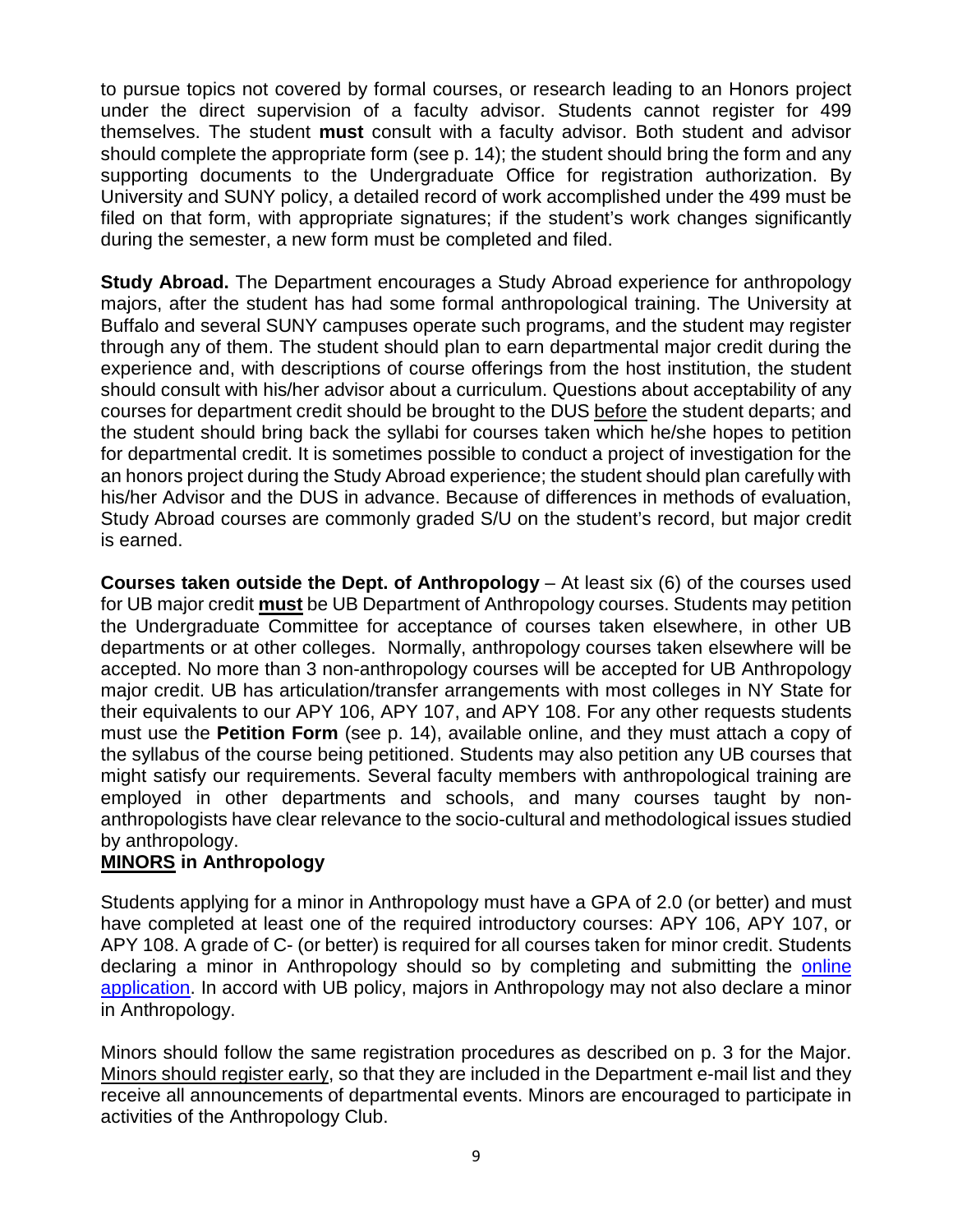to pursue topics not covered by formal courses, or research leading to an Honors project under the direct supervision of a faculty advisor. Students cannot register for 499 themselves. The student **must** consult with a faculty advisor. Both student and advisor should complete the appropriate form (see p. 14); the student should bring the form and any supporting documents to the Undergraduate Office for registration authorization. By University and SUNY policy, a detailed record of work accomplished under the 499 must be filed on that form, with appropriate signatures; if the student's work changes significantly during the semester, a new form must be completed and filed.

**Study Abroad.** The Department encourages a Study Abroad experience for anthropology majors, after the student has had some formal anthropological training. The University at Buffalo and several SUNY campuses operate such programs, and the student may register through any of them. The student should plan to earn departmental major credit during the experience and, with descriptions of course offerings from the host institution, the student should consult with his/her advisor about a curriculum. Questions about acceptability of any courses for department credit should be brought to the DUS before the student departs; and the student should bring back the syllabi for courses taken which he/she hopes to petition for departmental credit. It is sometimes possible to conduct a project of investigation for the an honors project during the Study Abroad experience; the student should plan carefully with his/her Advisor and the DUS in advance. Because of differences in methods of evaluation, Study Abroad courses are commonly graded S/U on the student's record, but major credit is earned.

**Courses taken outside the Dept. of Anthropology** – At least six (6) of the courses used for UB major credit **must** be UB Department of Anthropology courses. Students may petition the Undergraduate Committee for acceptance of courses taken elsewhere, in other UB departments or at other colleges. Normally, anthropology courses taken elsewhere will be accepted. No more than 3 non-anthropology courses will be accepted for UB Anthropology major credit. UB has articulation/transfer arrangements with most colleges in NY State for their equivalents to our APY 106, APY 107, and APY 108. For any other requests students must use the **Petition Form** (see p. 14), available online, and they must attach a copy of the syllabus of the course being petitioned. Students may also petition any UB courses that might satisfy our requirements. Several faculty members with anthropological training are employed in other departments and schools, and many courses taught by non-anthropologists have clear relevance to the socio-cultural and methodological issues studied by anthropology.

## MINORS in Anthropology

Students applying for a minor in Anthropology must have a GPA of 2.0 (or better) and must have completed at least one of the required introductory courses: APY 106, APY 107, or APY 108. A grade of C- (or better) is required for all courses taken for minor credit. Students declaring a minor in Anthropology should so by completing and submitting the online application. In accord with UB policy, majors in Anthropology may not also declare a minor in Anthropology.

Minors should follow the same registration procedures as described on p. 3 for the Major. Minors should register early, so that they are included in the Department e-mail list and they receive all announcements of departmental events. Minors are encouraged to participate in activities of the Anthropology Club.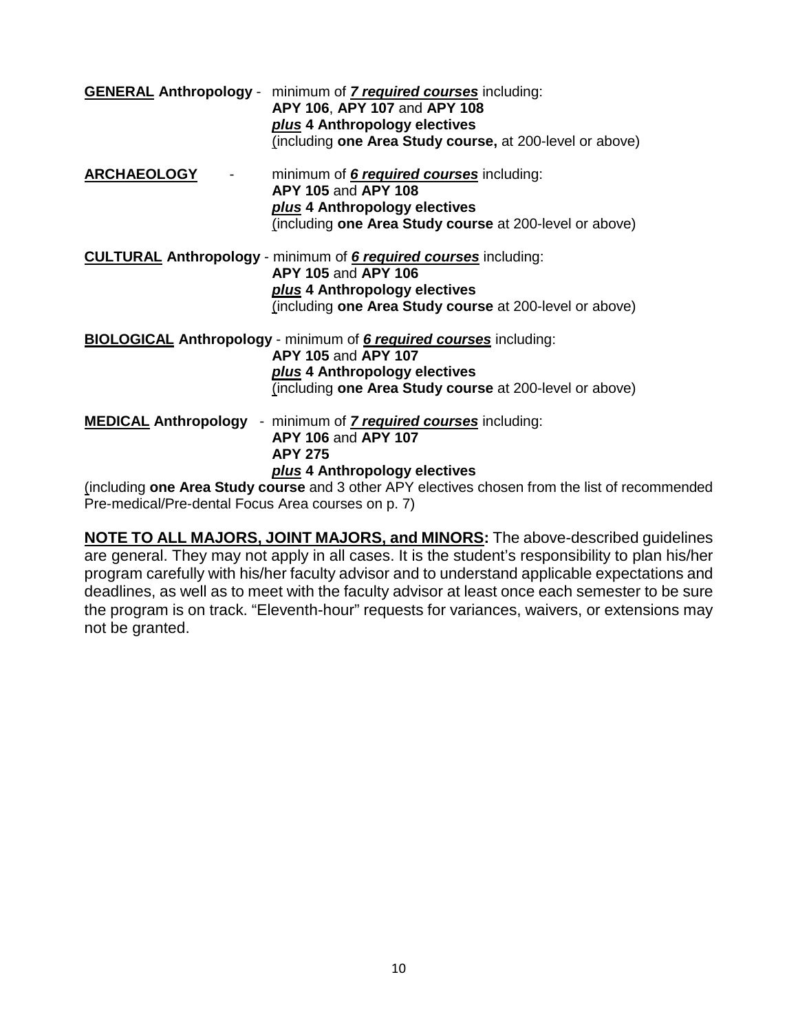**GENERAL Anthropology** - minimum of ***7 required courses*** including:
**APY 106**, **APY 107** and **APY 108**
***plus* 4 Anthropology electives**
(including **one Area Study course,** at 200-level or above)

**ARCHAEOLOGY** - minimum of ***6 required courses*** including:
**APY 105** and **APY 108**
***plus* 4 Anthropology electives**
(including **one Area Study course** at 200-level or above)

**CULTURAL Anthropology** - minimum of ***6 required courses*** including:
**APY 105** and **APY 106**
***plus* 4 Anthropology electives**
(including **one Area Study course** at 200-level or above)

**BIOLOGICAL Anthropology** - minimum of ***6 required courses*** including:
**APY 105** and **APY 107**
***plus* 4 Anthropology electives**
(including **one Area Study course** at 200-level or above)

**MEDICAL Anthropology** - minimum of ***7 required courses*** including:
**APY 106** and **APY 107**
**APY 275**
***plus* 4 Anthropology electives**
(including **one Area Study course** and 3 other APY electives chosen from the list of recommended Pre-medical/Pre-dental Focus Area courses on p. 7)

**NOTE TO ALL MAJORS, JOINT MAJORS, and MINORS:** The above-described guidelines are general. They may not apply in all cases. It is the student's responsibility to plan his/her program carefully with his/her faculty advisor and to understand applicable expectations and deadlines, as well as to meet with the faculty advisor at least once each semester to be sure the program is on track. "Eleventh-hour" requests for variances, waivers, or extensions may not be granted.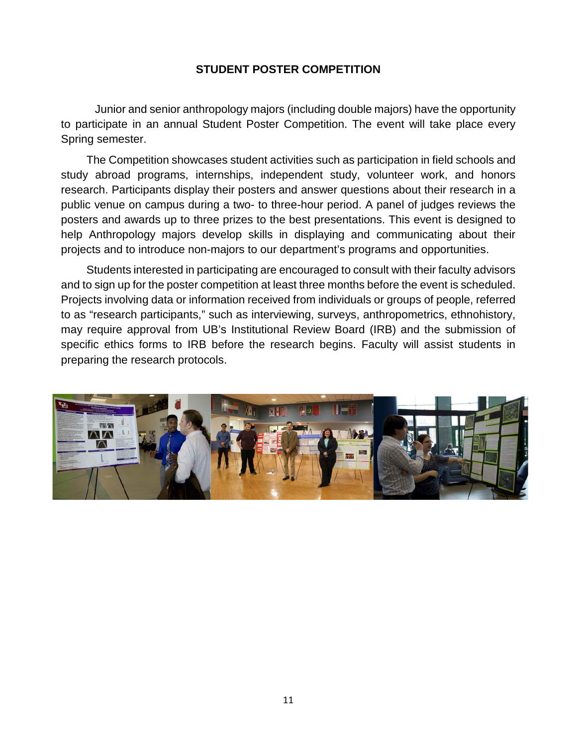## STUDENT POSTER COMPETITION

Junior and senior anthropology majors (including double majors) have the opportunity to participate in an annual Student Poster Competition. The event will take place every Spring semester.

The Competition showcases student activities such as participation in field schools and study abroad programs, internships, independent study, volunteer work, and honors research. Participants display their posters and answer questions about their research in a public venue on campus during a two- to three-hour period. A panel of judges reviews the posters and awards up to three prizes to the best presentations. This event is designed to help Anthropology majors develop skills in displaying and communicating about their projects and to introduce non-majors to our department's programs and opportunities.

Students interested in participating are encouraged to consult with their faculty advisors and to sign up for the poster competition at least three months before the event is scheduled. Projects involving data or information received from individuals or groups of people, referred to as "research participants," such as interviewing, surveys, anthropometrics, ethnohistory, may require approval from UB's Institutional Review Board (IRB) and the submission of specific ethics forms to IRB before the research begins. Faculty will assist students in preparing the research protocols.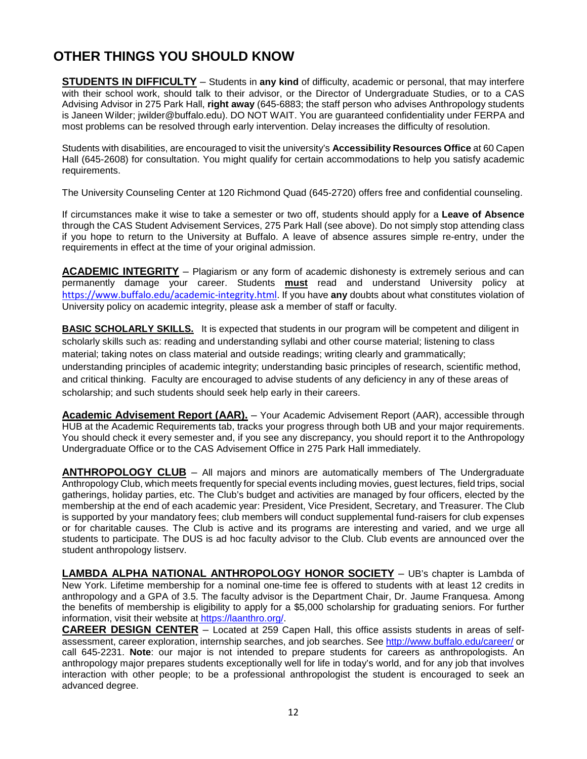# OTHER THINGS YOU SHOULD KNOW

**STUDENTS IN DIFFICULTY** – Students in **any kind** of difficulty, academic or personal, that may interfere with their school work, should talk to their advisor, or the Director of Undergraduate Studies, or to a CAS Advising Advisor in 275 Park Hall, **right away** (645-6883; the staff person who advises Anthropology students is Janeen Wilder; jwilder@buffalo.edu). DO NOT WAIT. You are guaranteed confidentiality under FERPA and most problems can be resolved through early intervention. Delay increases the difficulty of resolution.

Students with disabilities, are encouraged to visit the university's **Accessibility Resources Office** at 60 Capen Hall (645-2608) for consultation. You might qualify for certain accommodations to help you satisfy academic requirements.

The University Counseling Center at 120 Richmond Quad (645-2720) offers free and confidential counseling.

If circumstances make it wise to take a semester or two off, students should apply for a **Leave of Absence** through the CAS Student Advisement Services, 275 Park Hall (see above). Do not simply stop attending class if you hope to return to the University at Buffalo. A leave of absence assures simple re-entry, under the requirements in effect at the time of your original admission.

**ACADEMIC INTEGRITY** – Plagiarism or any form of academic dishonesty is extremely serious and can permanently damage your career. Students **must** read and understand University policy at https://www.buffalo.edu/academic-integrity.html. If you have **any** doubts about what constitutes violation of University policy on academic integrity, please ask a member of staff or faculty.

**BASIC SCHOLARLY SKILLS.** It is expected that students in our program will be competent and diligent in scholarly skills such as: reading and understanding syllabi and other course material; listening to class material; taking notes on class material and outside readings; writing clearly and grammatically; understanding principles of academic integrity; understanding basic principles of research, scientific method, and critical thinking. Faculty are encouraged to advise students of any deficiency in any of these areas of scholarship; and such students should seek help early in their careers.

**Academic Advisement Report (AAR).** – Your Academic Advisement Report (AAR), accessible through HUB at the Academic Requirements tab, tracks your progress through both UB and your major requirements. You should check it every semester and, if you see any discrepancy, you should report it to the Anthropology Undergraduate Office or to the CAS Advisement Office in 275 Park Hall immediately.

**ANTHROPOLOGY CLUB** – All majors and minors are automatically members of The Undergraduate Anthropology Club, which meets frequently for special events including movies, guest lectures, field trips, social gatherings, holiday parties, etc. The Club's budget and activities are managed by four officers, elected by the membership at the end of each academic year: President, Vice President, Secretary, and Treasurer. The Club is supported by your mandatory fees; club members will conduct supplemental fund-raisers for club expenses or for charitable causes. The Club is active and its programs are interesting and varied, and we urge all students to participate. The DUS is ad hoc faculty advisor to the Club. Club events are announced over the student anthropology listserv.

**LAMBDA ALPHA NATIONAL ANTHROPOLOGY HONOR SOCIETY** – UB's chapter is Lambda of New York. Lifetime membership for a nominal one-time fee is offered to students with at least 12 credits in anthropology and a GPA of 3.5. The faculty advisor is the Department Chair, Dr. Jaume Franquesa. Among the benefits of membership is eligibility to apply for a $5,000 scholarship for graduating seniors. For further information, visit their website at https://laanthro.org/.

**CAREER DESIGN CENTER** – Located at 259 Capen Hall, this office assists students in areas of self-assessment, career exploration, internship searches, and job searches. See http://www.buffalo.edu/career/ or call 645-2231. **Note**: our major is not intended to prepare students for careers as anthropologists. An anthropology major prepares students exceptionally well for life in today's world, and for any job that involves interaction with other people; to be a professional anthropologist the student is encouraged to seek an advanced degree.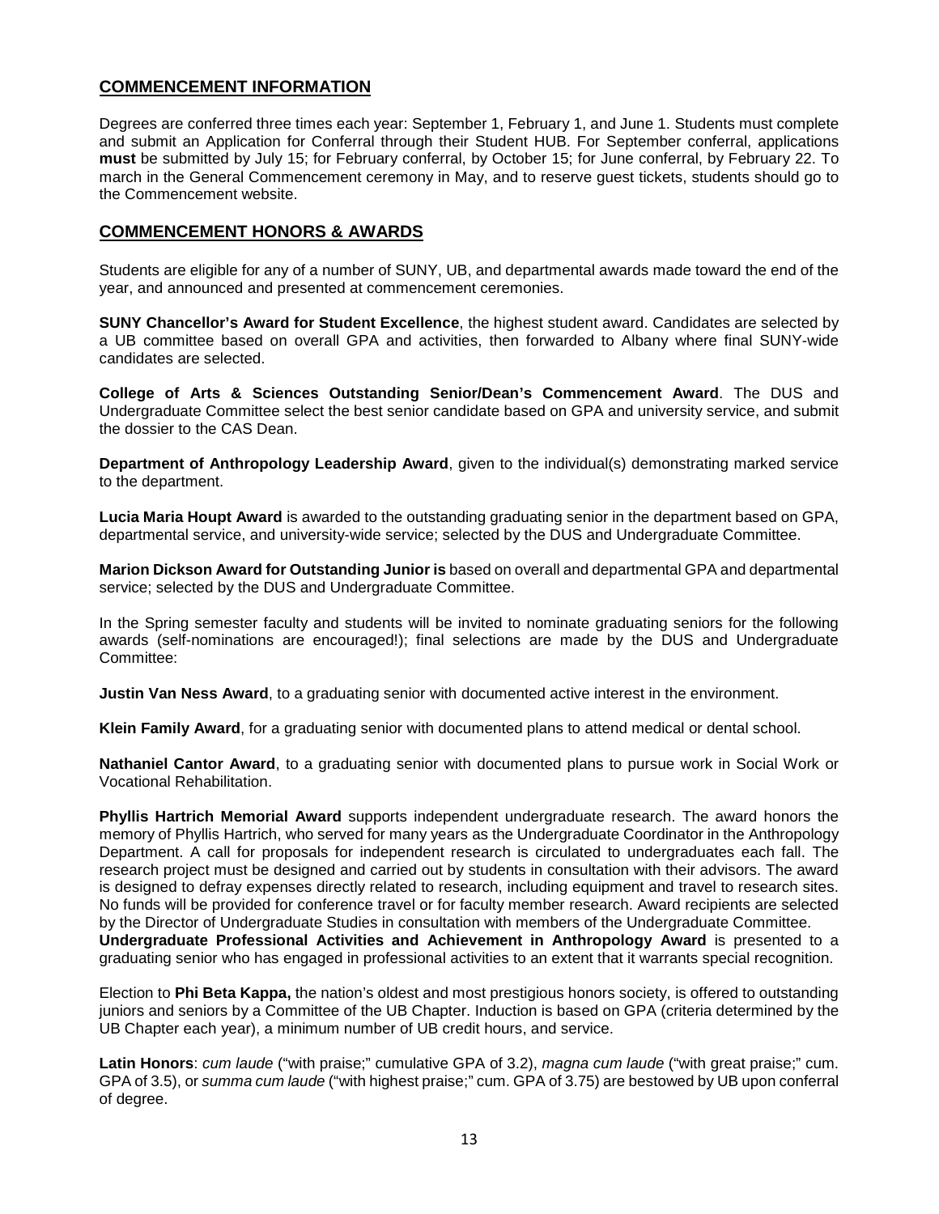## COMMENCEMENT INFORMATION

Degrees are conferred three times each year: September 1, February 1, and June 1. Students must complete and submit an Application for Conferral through their Student HUB. For September conferral, applications **must** be submitted by July 15; for February conferral, by October 15; for June conferral, by February 22. To march in the General Commencement ceremony in May, and to reserve guest tickets, students should go to the Commencement website.

## COMMENCEMENT HONORS & AWARDS

Students are eligible for any of a number of SUNY, UB, and departmental awards made toward the end of the year, and announced and presented at commencement ceremonies.

**SUNY Chancellor's Award for Student Excellence**, the highest student award. Candidates are selected by a UB committee based on overall GPA and activities, then forwarded to Albany where final SUNY-wide candidates are selected.

**College of Arts & Sciences Outstanding Senior/Dean's Commencement Award**. The DUS and Undergraduate Committee select the best senior candidate based on GPA and university service, and submit the dossier to the CAS Dean.

**Department of Anthropology Leadership Award**, given to the individual(s) demonstrating marked service to the department.

**Lucia Maria Houpt Award** is awarded to the outstanding graduating senior in the department based on GPA, departmental service, and university-wide service; selected by the DUS and Undergraduate Committee.

**Marion Dickson Award for Outstanding Junior is** based on overall and departmental GPA and departmental service; selected by the DUS and Undergraduate Committee.

In the Spring semester faculty and students will be invited to nominate graduating seniors for the following awards (self-nominations are encouraged!); final selections are made by the DUS and Undergraduate Committee:

**Justin Van Ness Award**, to a graduating senior with documented active interest in the environment.

**Klein Family Award**, for a graduating senior with documented plans to attend medical or dental school.

**Nathaniel Cantor Award**, to a graduating senior with documented plans to pursue work in Social Work or Vocational Rehabilitation.

**Phyllis Hartrich Memorial Award** supports independent undergraduate research. The award honors the memory of Phyllis Hartrich, who served for many years as the Undergraduate Coordinator in the Anthropology Department. A call for proposals for independent research is circulated to undergraduates each fall. The research project must be designed and carried out by students in consultation with their advisors. The award is designed to defray expenses directly related to research, including equipment and travel to research sites. No funds will be provided for conference travel or for faculty member research. Award recipients are selected by the Director of Undergraduate Studies in consultation with members of the Undergraduate Committee.

**Undergraduate Professional Activities and Achievement in Anthropology Award** is presented to a graduating senior who has engaged in professional activities to an extent that it warrants special recognition.

Election to **Phi Beta Kappa,** the nation's oldest and most prestigious honors society, is offered to outstanding juniors and seniors by a Committee of the UB Chapter. Induction is based on GPA (criteria determined by the UB Chapter each year), a minimum number of UB credit hours, and service.

**Latin Honors**: *cum laude* ("with praise;" cumulative GPA of 3.2), *magna cum laude* ("with great praise;" cum. GPA of 3.5), or *summa cum laude* ("with highest praise;" cum. GPA of 3.75) are bestowed by UB upon conferral of degree.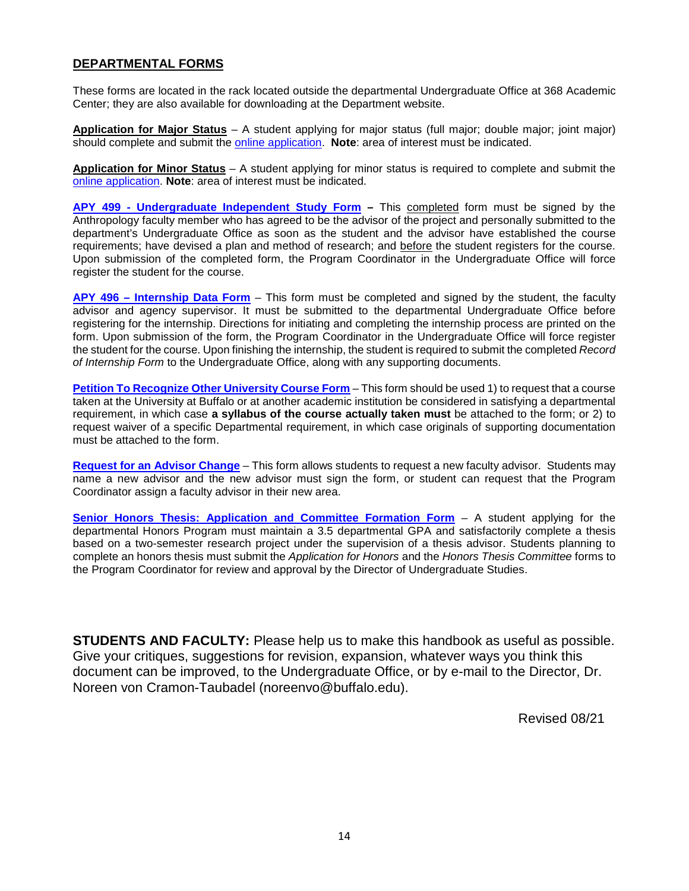## DEPARTMENTAL FORMS

These forms are located in the rack located outside the departmental Undergraduate Office at 368 Academic Center; they are also available for downloading at the Department website.

**Application for Major Status** – A student applying for major status (full major; double major; joint major) should complete and submit the online application. **Note**: area of interest must be indicated.

**Application for Minor Status** – A student applying for minor status is required to complete and submit the online application. **Note**: area of interest must be indicated.

**APY 499 - Undergraduate Independent Study Form** – This completed form must be signed by the Anthropology faculty member who has agreed to be the advisor of the project and personally submitted to the department's Undergraduate Office as soon as the student and the advisor have established the course requirements; have devised a plan and method of research; and before the student registers for the course. Upon submission of the completed form, the Program Coordinator in the Undergraduate Office will force register the student for the course.

**APY 496 – Internship Data Form** – This form must be completed and signed by the student, the faculty advisor and agency supervisor. It must be submitted to the departmental Undergraduate Office before registering for the internship. Directions for initiating and completing the internship process are printed on the form. Upon submission of the form, the Program Coordinator in the Undergraduate Office will force register the student for the course. Upon finishing the internship, the student is required to submit the completed *Record of Internship Form* to the Undergraduate Office, along with any supporting documents.

**Petition To Recognize Other University Course Form** – This form should be used 1) to request that a course taken at the University at Buffalo or at another academic institution be considered in satisfying a departmental requirement, in which case **a syllabus of the course actually taken must** be attached to the form; or 2) to request waiver of a specific Departmental requirement, in which case originals of supporting documentation must be attached to the form.

**Request for an Advisor Change** – This form allows students to request a new faculty advisor. Students may name a new advisor and the new advisor must sign the form, or student can request that the Program Coordinator assign a faculty advisor in their new area.

**Senior Honors Thesis: Application and Committee Formation Form** – A student applying for the departmental Honors Program must maintain a 3.5 departmental GPA and satisfactorily complete a thesis based on a two-semester research project under the supervision of a thesis advisor. Students planning to complete an honors thesis must submit the *Application for Honors* and the *Honors Thesis Committee* forms to the Program Coordinator for review and approval by the Director of Undergraduate Studies.

**STUDENTS AND FACULTY:** Please help us to make this handbook as useful as possible. Give your critiques, suggestions for revision, expansion, whatever ways you think this document can be improved, to the Undergraduate Office, or by e-mail to the Director, Dr. Noreen von Cramon-Taubadel (noreenvo@buffalo.edu).

Revised 08/21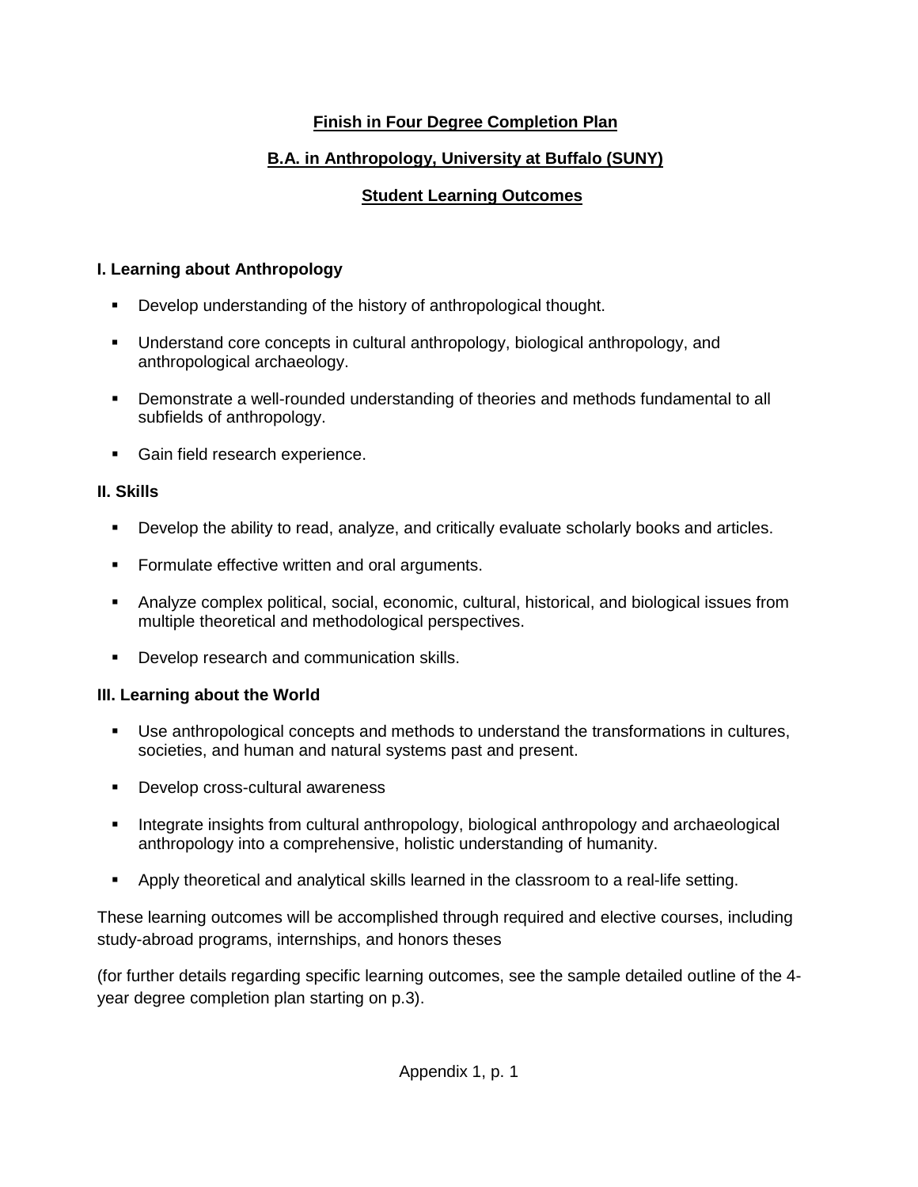**Finish in Four Degree Completion Plan**

**B.A. in Anthropology, University at Buffalo (SUNY)**

**Student Learning Outcomes**

### I. Learning about Anthropology

- Develop understanding of the history of anthropological thought.
- Understand core concepts in cultural anthropology, biological anthropology, and anthropological archaeology.
- Demonstrate a well-rounded understanding of theories and methods fundamental to all subfields of anthropology.
- Gain field research experience.

### II. Skills

- Develop the ability to read, analyze, and critically evaluate scholarly books and articles.
- Formulate effective written and oral arguments.
- Analyze complex political, social, economic, cultural, historical, and biological issues from multiple theoretical and methodological perspectives.
- Develop research and communication skills.

### III. Learning about the World

- Use anthropological concepts and methods to understand the transformations in cultures, societies, and human and natural systems past and present.
- Develop cross-cultural awareness
- Integrate insights from cultural anthropology, biological anthropology and archaeological anthropology into a comprehensive, holistic understanding of humanity.
- Apply theoretical and analytical skills learned in the classroom to a real-life setting.

These learning outcomes will be accomplished through required and elective courses, including study-abroad programs, internships, and honors theses

(for further details regarding specific learning outcomes, see the sample detailed outline of the 4-year degree completion plan starting on p.3).

Appendix 1, p. 1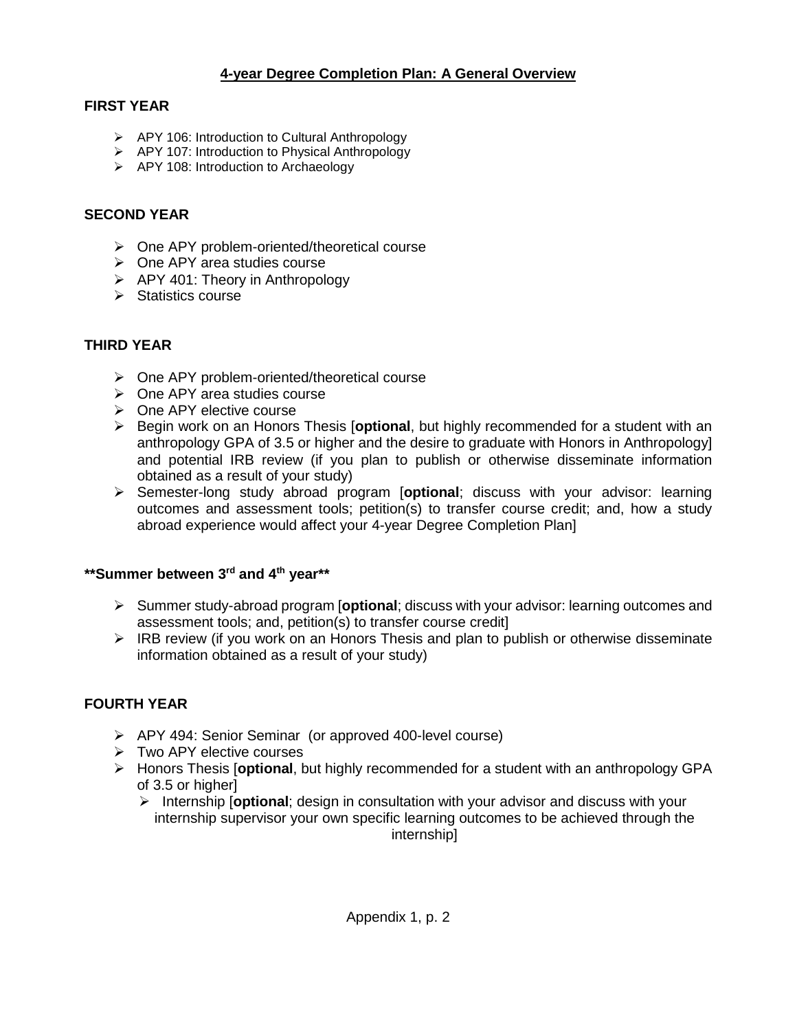# 4-year Degree Completion Plan: A General Overview

## FIRST YEAR

- APY 106: Introduction to Cultural Anthropology
- APY 107: Introduction to Physical Anthropology
- APY 108: Introduction to Archaeology

## SECOND YEAR

- One APY problem-oriented/theoretical course
- One APY area studies course
- APY 401: Theory in Anthropology
- Statistics course

## THIRD YEAR

- One APY problem-oriented/theoretical course
- One APY area studies course
- One APY elective course
- Begin work on an Honors Thesis [**optional**, but highly recommended for a student with an anthropology GPA of 3.5 or higher and the desire to graduate with Honors in Anthropology] and potential IRB review (if you plan to publish or otherwise disseminate information obtained as a result of your study)
- Semester-long study abroad program [**optional**; discuss with your advisor: learning outcomes and assessment tools; petition(s) to transfer course credit; and, how a study abroad experience would affect your 4-year Degree Completion Plan]

## **Summer between 3rd and 4th year**

- Summer study-abroad program [**optional**; discuss with your advisor: learning outcomes and assessment tools; and, petition(s) to transfer course credit]
- IRB review (if you work on an Honors Thesis and plan to publish or otherwise disseminate information obtained as a result of your study)

## FOURTH YEAR

- APY 494: Senior Seminar (or approved 400-level course)
- Two APY elective courses
- Honors Thesis [**optional**, but highly recommended for a student with an anthropology GPA of 3.5 or higher]
  - Internship [**optional**; design in consultation with your advisor and discuss with your internship supervisor your own specific learning outcomes to be achieved through the internship]

Appendix 1, p. 2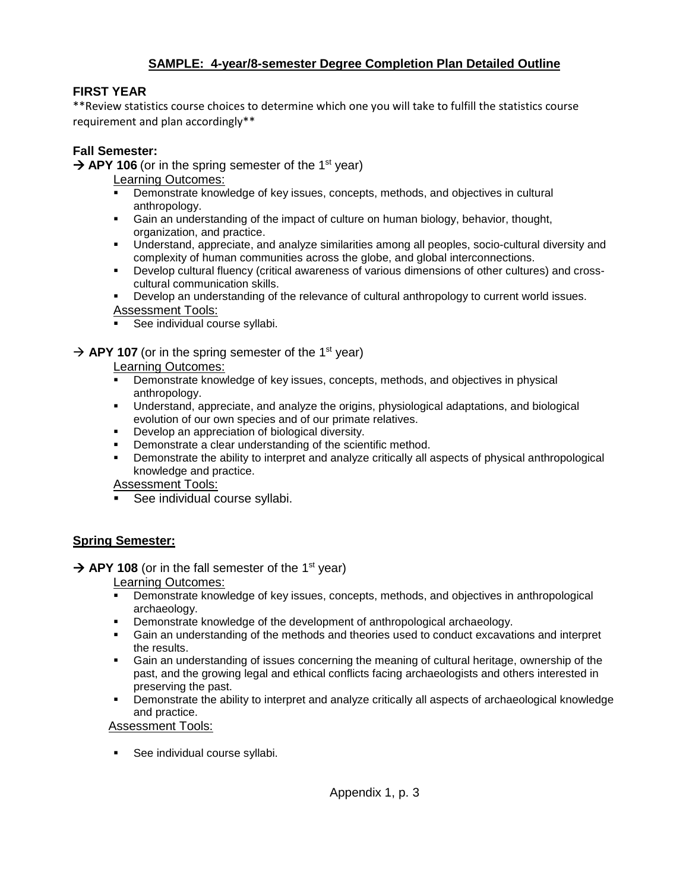## SAMPLE: 4-year/8-semester Degree Completion Plan Detailed Outline

### FIRST YEAR

**Review statistics course choices to determine which one you will take to fulfill the statistics course requirement and plan accordingly**

#### Fall Semester:

→ **APY 106** (or in the spring semester of the 1st year)

Learning Outcomes:

- Demonstrate knowledge of key issues, concepts, methods, and objectives in cultural anthropology.
- Gain an understanding of the impact of culture on human biology, behavior, thought, organization, and practice.
- Understand, appreciate, and analyze similarities among all peoples, socio-cultural diversity and complexity of human communities across the globe, and global interconnections.
- Develop cultural fluency (critical awareness of various dimensions of other cultures) and cross-cultural communication skills.
- Develop an understanding of the relevance of cultural anthropology to current world issues.

Assessment Tools:

- See individual course syllabi.

→ **APY 107** (or in the spring semester of the 1st year)

Learning Outcomes:

- Demonstrate knowledge of key issues, concepts, methods, and objectives in physical anthropology.
- Understand, appreciate, and analyze the origins, physiological adaptations, and biological evolution of our own species and of our primate relatives.
- Develop an appreciation of biological diversity.
- Demonstrate a clear understanding of the scientific method.
- Demonstrate the ability to interpret and analyze critically all aspects of physical anthropological knowledge and practice.

Assessment Tools:

- See individual course syllabi.

#### Spring Semester:

→ **APY 108** (or in the fall semester of the 1st year)

Learning Outcomes:

- Demonstrate knowledge of key issues, concepts, methods, and objectives in anthropological archaeology.
- Demonstrate knowledge of the development of anthropological archaeology.
- Gain an understanding of the methods and theories used to conduct excavations and interpret the results.
- Gain an understanding of issues concerning the meaning of cultural heritage, ownership of the past, and the growing legal and ethical conflicts facing archaeologists and others interested in preserving the past.
- Demonstrate the ability to interpret and analyze critically all aspects of archaeological knowledge and practice.

Assessment Tools:

- See individual course syllabi.

Appendix 1, p. 3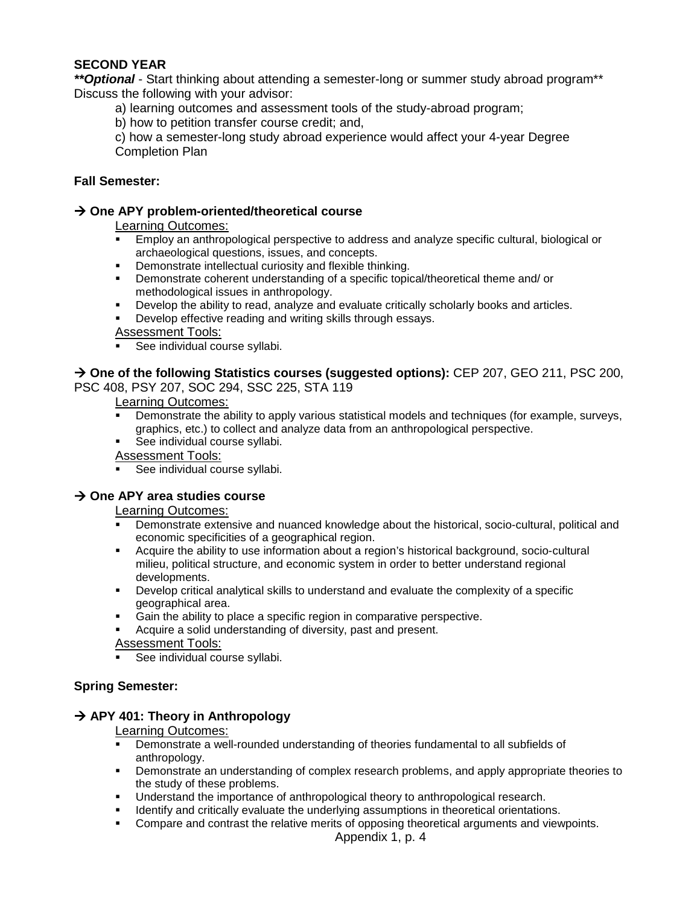**SECOND YEAR**

***\*\*Optional*** - Start thinking about attending a semester-long or summer study abroad program\*\*

Discuss the following with your advisor:

a) learning outcomes and assessment tools of the study-abroad program;

b) how to petition transfer course credit; and,

c) how a semester-long study abroad experience would affect your 4-year Degree Completion Plan

**Fall Semester:**

**→ One APY problem-oriented/theoretical course**

Learning Outcomes:

- Employ an anthropological perspective to address and analyze specific cultural, biological or archaeological questions, issues, and concepts.
- Demonstrate intellectual curiosity and flexible thinking.
- Demonstrate coherent understanding of a specific topical/theoretical theme and/ or methodological issues in anthropology.
- Develop the ability to read, analyze and evaluate critically scholarly books and articles.
- Develop effective reading and writing skills through essays.

Assessment Tools:

- See individual course syllabi.

**→ One of the following Statistics courses (suggested options):** CEP 207, GEO 211, PSC 200, PSC 408, PSY 207, SOC 294, SSC 225, STA 119

Learning Outcomes:

- Demonstrate the ability to apply various statistical models and techniques (for example, surveys, graphics, etc.) to collect and analyze data from an anthropological perspective.
- See individual course syllabi.

Assessment Tools:

- See individual course syllabi.

**→ One APY area studies course**

Learning Outcomes:

- Demonstrate extensive and nuanced knowledge about the historical, socio-cultural, political and economic specificities of a geographical region.
- Acquire the ability to use information about a region's historical background, socio-cultural milieu, political structure, and economic system in order to better understand regional developments.
- Develop critical analytical skills to understand and evaluate the complexity of a specific geographical area.
- Gain the ability to place a specific region in comparative perspective.
- Acquire a solid understanding of diversity, past and present.

Assessment Tools:

- See individual course syllabi.

**Spring Semester:**

**→ APY 401: Theory in Anthropology**

Learning Outcomes:

- Demonstrate a well-rounded understanding of theories fundamental to all subfields of anthropology.
- Demonstrate an understanding of complex research problems, and apply appropriate theories to the study of these problems.
- Understand the importance of anthropological theory to anthropological research.
- Identify and critically evaluate the underlying assumptions in theoretical orientations.
- Compare and contrast the relative merits of opposing theoretical arguments and viewpoints.

Appendix 1, p. 4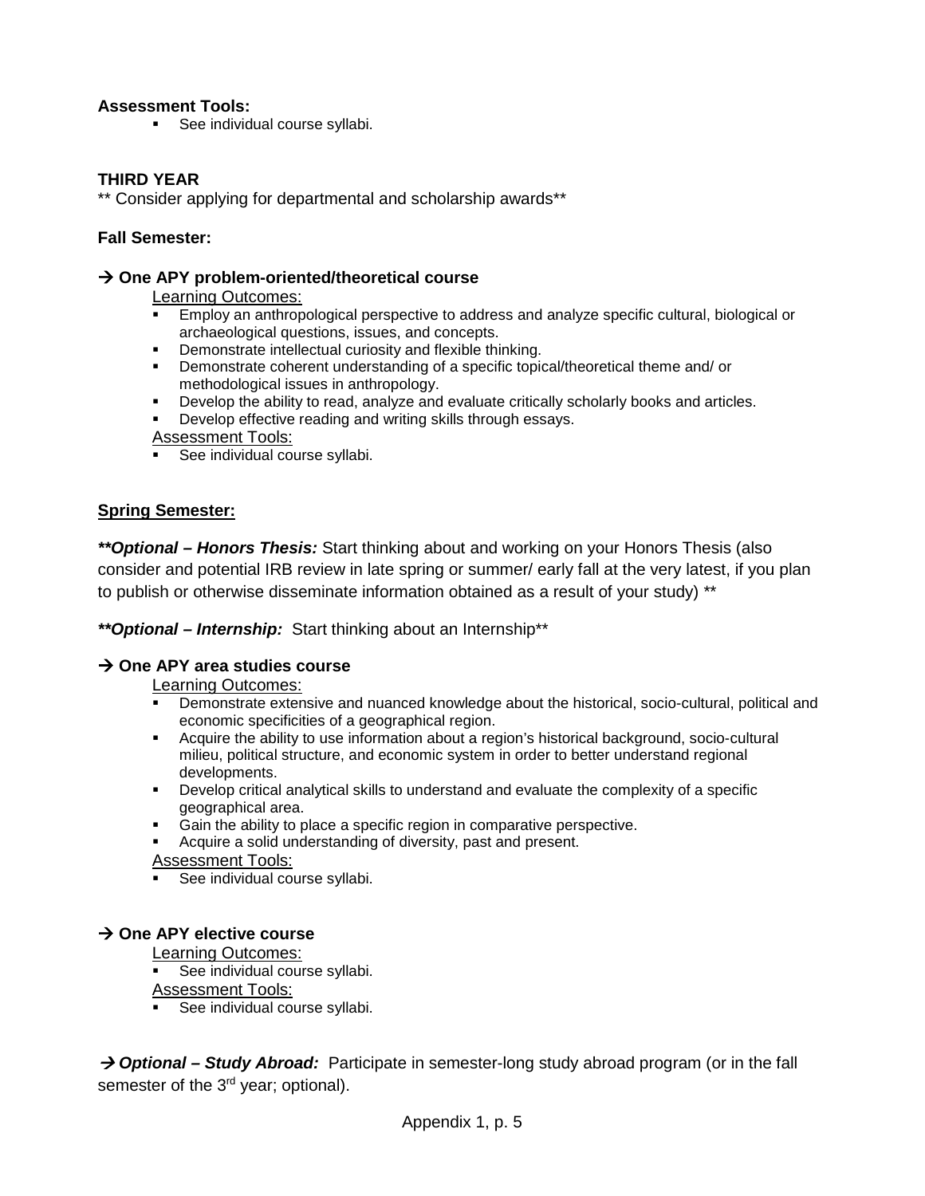**Assessment Tools:**

- See individual course syllabi.

### THIRD YEAR

** Consider applying for departmental and scholarship awards**

**Fall Semester:**

**→ One APY problem-oriented/theoretical course**

Learning Outcomes:

- Employ an anthropological perspective to address and analyze specific cultural, biological or archaeological questions, issues, and concepts.
- Demonstrate intellectual curiosity and flexible thinking.
- Demonstrate coherent understanding of a specific topical/theoretical theme and/ or methodological issues in anthropology.
- Develop the ability to read, analyze and evaluate critically scholarly books and articles.
- Develop effective reading and writing skills through essays.

Assessment Tools:

- See individual course syllabi.

**Spring Semester:**

***\*\*Optional – Honors Thesis:*** Start thinking about and working on your Honors Thesis (also consider and potential IRB review in late spring or summer/ early fall at the very latest, if you plan to publish or otherwise disseminate information obtained as a result of your study) **

***\*\*Optional – Internship:*** Start thinking about an Internship**

**→ One APY area studies course**

Learning Outcomes:

- Demonstrate extensive and nuanced knowledge about the historical, socio-cultural, political and economic specificities of a geographical region.
- Acquire the ability to use information about a region's historical background, socio-cultural milieu, political structure, and economic system in order to better understand regional developments.
- Develop critical analytical skills to understand and evaluate the complexity of a specific geographical area.
- Gain the ability to place a specific region in comparative perspective.
- Acquire a solid understanding of diversity, past and present.

Assessment Tools:

- See individual course syllabi.

**→ One APY elective course**

Learning Outcomes:

- See individual course syllabi.

Assessment Tools:

- See individual course syllabi.

**→ *Optional – Study Abroad:*** Participate in semester-long study abroad program (or in the fall semester of the 3rd year; optional).

Appendix 1, p. 5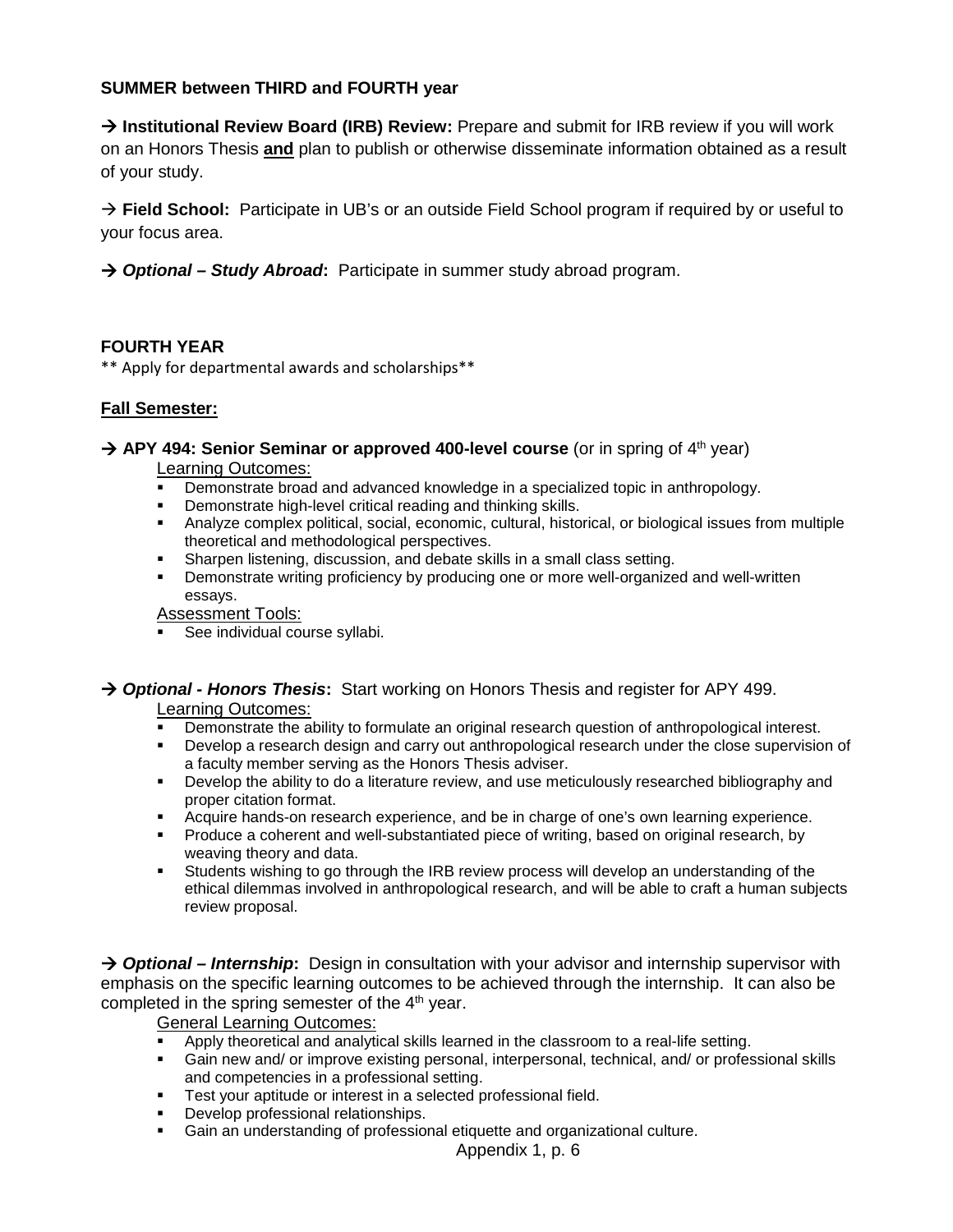**SUMMER between THIRD and FOURTH year**

→ **Institutional Review Board (IRB) Review:** Prepare and submit for IRB review if you will work on an Honors Thesis **and** plan to publish or otherwise disseminate information obtained as a result of your study.

→ **Field School:** Participate in UB's or an outside Field School program if required by or useful to your focus area.

→ ***Optional – Study Abroad*:** Participate in summer study abroad program.

**FOURTH YEAR**

** Apply for departmental awards and scholarships**

**Fall Semester:**

→ **APY 494: Senior Seminar or approved 400-level course** (or in spring of 4th year)

Learning Outcomes:

- Demonstrate broad and advanced knowledge in a specialized topic in anthropology.
- Demonstrate high-level critical reading and thinking skills.
- Analyze complex political, social, economic, cultural, historical, or biological issues from multiple theoretical and methodological perspectives.
- Sharpen listening, discussion, and debate skills in a small class setting.
- Demonstrate writing proficiency by producing one or more well-organized and well-written essays.

Assessment Tools:

- See individual course syllabi.

→ ***Optional - Honors Thesis*:** Start working on Honors Thesis and register for APY 499.

Learning Outcomes:

- Demonstrate the ability to formulate an original research question of anthropological interest.
- Develop a research design and carry out anthropological research under the close supervision of a faculty member serving as the Honors Thesis adviser.
- Develop the ability to do a literature review, and use meticulously researched bibliography and proper citation format.
- Acquire hands-on research experience, and be in charge of one's own learning experience.
- Produce a coherent and well-substantiated piece of writing, based on original research, by weaving theory and data.
- Students wishing to go through the IRB review process will develop an understanding of the ethical dilemmas involved in anthropological research, and will be able to craft a human subjects review proposal.

→ ***Optional – Internship*:** Design in consultation with your advisor and internship supervisor with emphasis on the specific learning outcomes to be achieved through the internship. It can also be completed in the spring semester of the 4th year.

General Learning Outcomes:

- Apply theoretical and analytical skills learned in the classroom to a real-life setting.
- Gain new and/ or improve existing personal, interpersonal, technical, and/ or professional skills and competencies in a professional setting.
- Test your aptitude or interest in a selected professional field.
- Develop professional relationships.
- Gain an understanding of professional etiquette and organizational culture.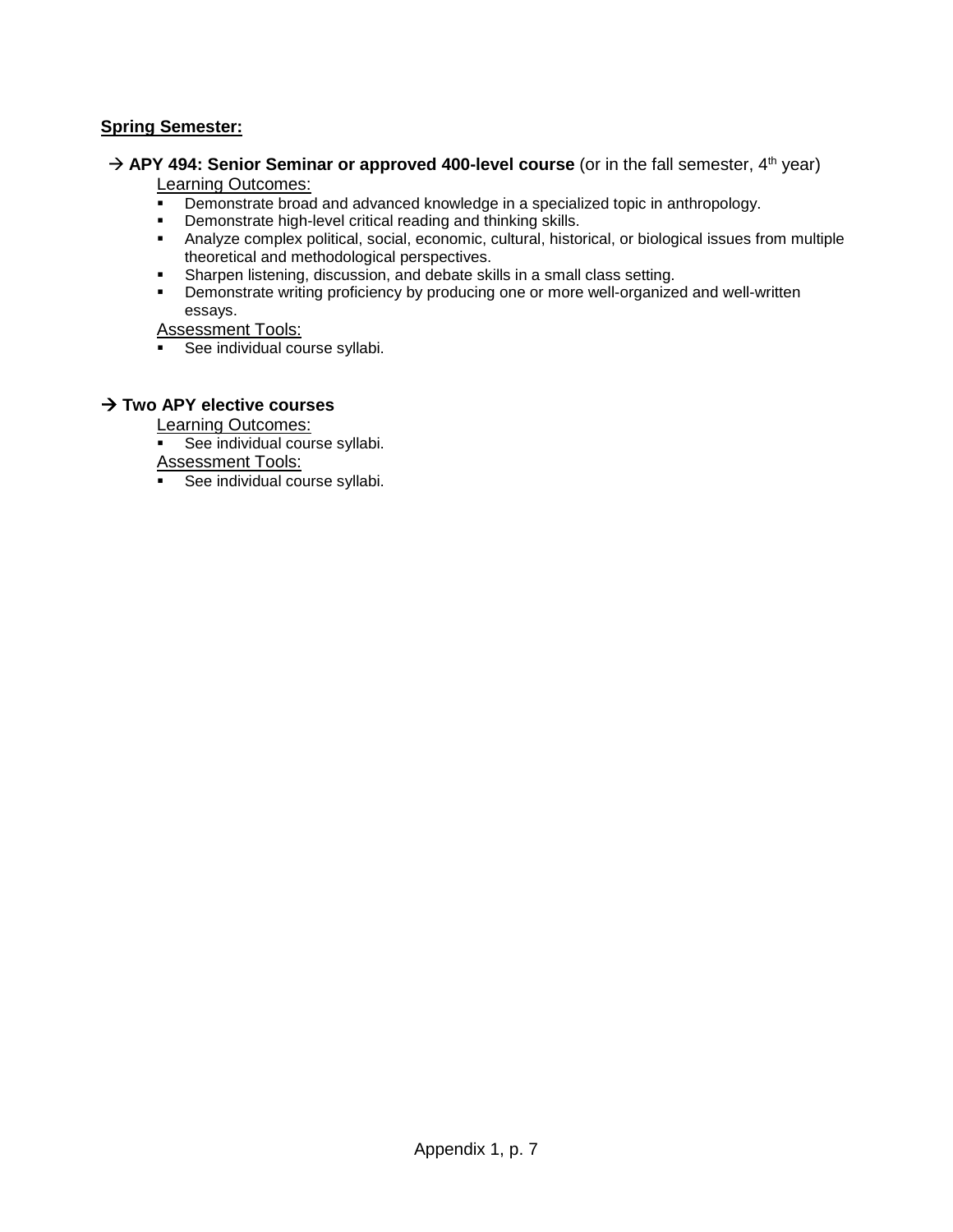**Spring Semester:**

→ **APY 494: Senior Seminar or approved 400-level course** (or in the fall semester, 4th year)

Learning Outcomes:

- Demonstrate broad and advanced knowledge in a specialized topic in anthropology.
- Demonstrate high-level critical reading and thinking skills.
- Analyze complex political, social, economic, cultural, historical, or biological issues from multiple theoretical and methodological perspectives.
- Sharpen listening, discussion, and debate skills in a small class setting.
- Demonstrate writing proficiency by producing one or more well-organized and well-written essays.

Assessment Tools:

- See individual course syllabi.

→ **Two APY elective courses**

Learning Outcomes:

- See individual course syllabi.

Assessment Tools:

- See individual course syllabi.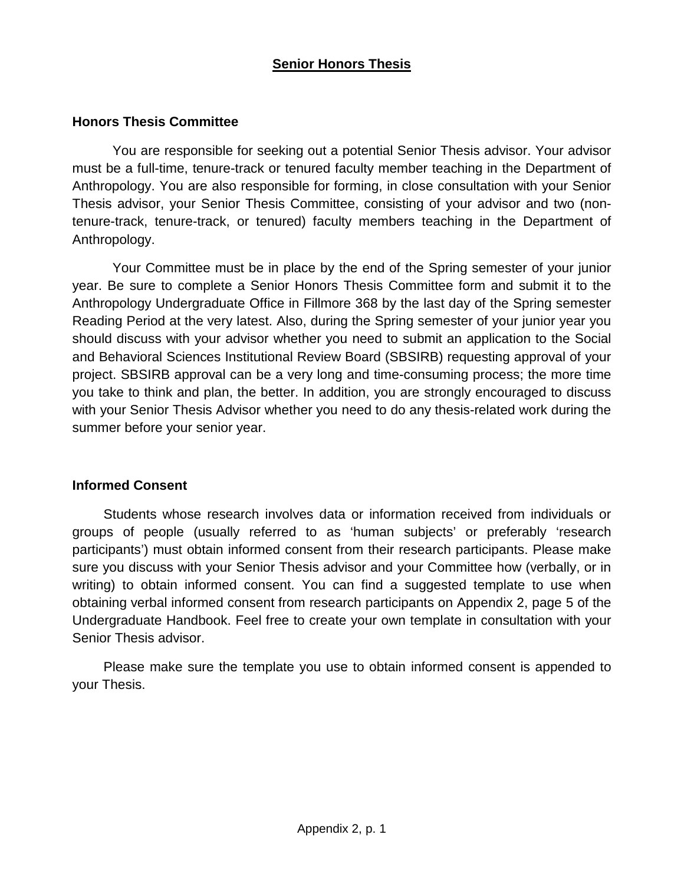# Senior Honors Thesis

## Honors Thesis Committee

You are responsible for seeking out a potential Senior Thesis advisor. Your advisor must be a full-time, tenure-track or tenured faculty member teaching in the Department of Anthropology. You are also responsible for forming, in close consultation with your Senior Thesis advisor, your Senior Thesis Committee, consisting of your advisor and two (non-tenure-track, tenure-track, or tenured) faculty members teaching in the Department of Anthropology.

Your Committee must be in place by the end of the Spring semester of your junior year. Be sure to complete a Senior Honors Thesis Committee form and submit it to the Anthropology Undergraduate Office in Fillmore 368 by the last day of the Spring semester Reading Period at the very latest. Also, during the Spring semester of your junior year you should discuss with your advisor whether you need to submit an application to the Social and Behavioral Sciences Institutional Review Board (SBSIRB) requesting approval of your project. SBSIRB approval can be a very long and time-consuming process; the more time you take to think and plan, the better. In addition, you are strongly encouraged to discuss with your Senior Thesis Advisor whether you need to do any thesis-related work during the summer before your senior year.

## Informed Consent

Students whose research involves data or information received from individuals or groups of people (usually referred to as 'human subjects' or preferably 'research participants') must obtain informed consent from their research participants. Please make sure you discuss with your Senior Thesis advisor and your Committee how (verbally, or in writing) to obtain informed consent. You can find a suggested template to use when obtaining verbal informed consent from research participants on Appendix 2, page 5 of the Undergraduate Handbook. Feel free to create your own template in consultation with your Senior Thesis advisor.

Please make sure the template you use to obtain informed consent is appended to your Thesis.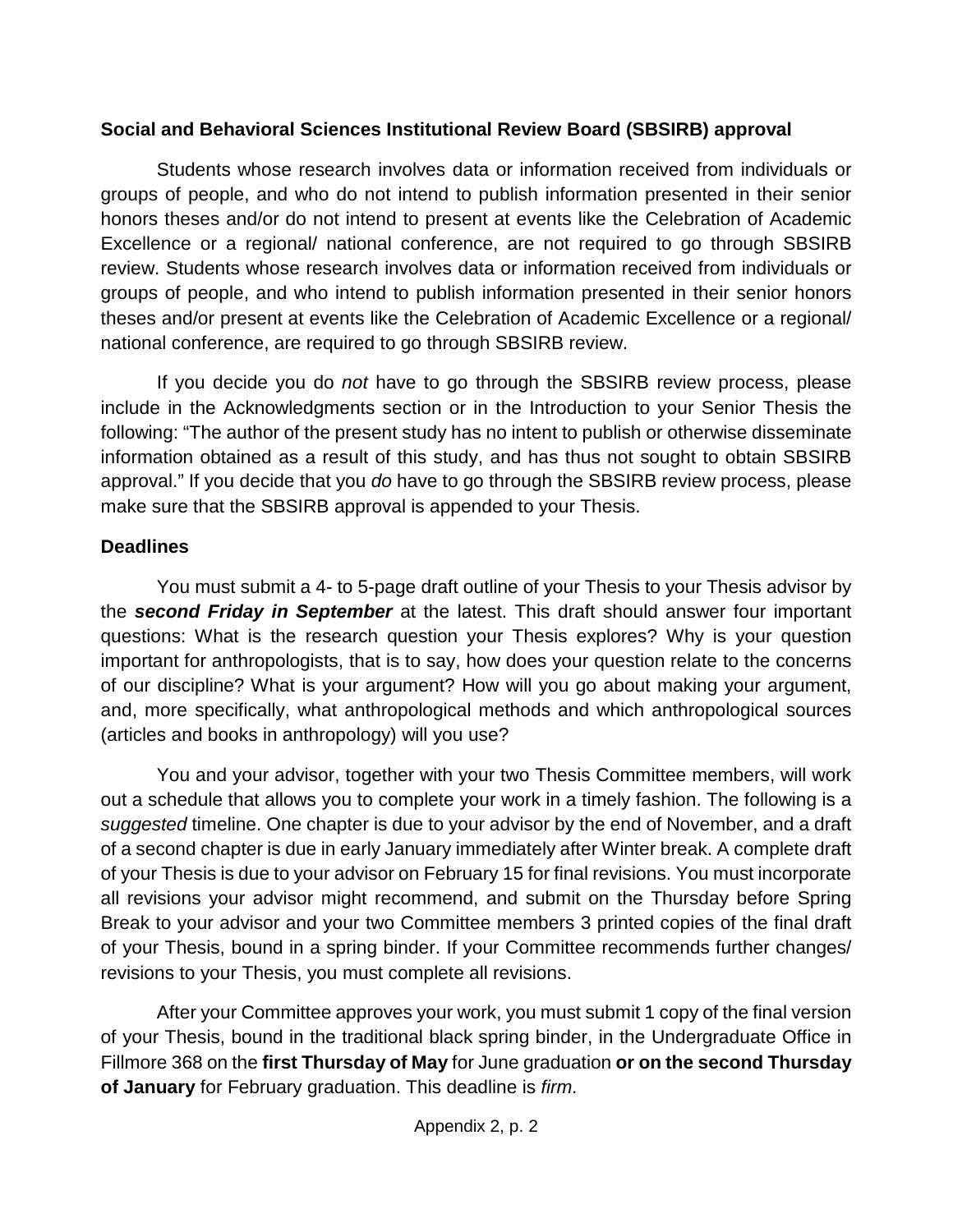**Social and Behavioral Sciences Institutional Review Board (SBSIRB) approval**

Students whose research involves data or information received from individuals or groups of people, and who do not intend to publish information presented in their senior honors theses and/or do not intend to present at events like the Celebration of Academic Excellence or a regional/ national conference, are not required to go through SBSIRB review. Students whose research involves data or information received from individuals or groups of people, and who intend to publish information presented in their senior honors theses and/or present at events like the Celebration of Academic Excellence or a regional/ national conference, are required to go through SBSIRB review.

If you decide you do *not* have to go through the SBSIRB review process, please include in the Acknowledgments section or in the Introduction to your Senior Thesis the following: "The author of the present study has no intent to publish or otherwise disseminate information obtained as a result of this study, and has thus not sought to obtain SBSIRB approval." If you decide that you *do* have to go through the SBSIRB review process, please make sure that the SBSIRB approval is appended to your Thesis.

**Deadlines**

You must submit a 4- to 5-page draft outline of your Thesis to your Thesis advisor by the ***second Friday in September*** at the latest. This draft should answer four important questions: What is the research question your Thesis explores? Why is your question important for anthropologists, that is to say, how does your question relate to the concerns of our discipline? What is your argument? How will you go about making your argument, and, more specifically, what anthropological methods and which anthropological sources (articles and books in anthropology) will you use?

You and your advisor, together with your two Thesis Committee members, will work out a schedule that allows you to complete your work in a timely fashion. The following is a *suggested* timeline. One chapter is due to your advisor by the end of November, and a draft of a second chapter is due in early January immediately after Winter break. A complete draft of your Thesis is due to your advisor on February 15 for final revisions. You must incorporate all revisions your advisor might recommend, and submit on the Thursday before Spring Break to your advisor and your two Committee members 3 printed copies of the final draft of your Thesis, bound in a spring binder. If your Committee recommends further changes/ revisions to your Thesis, you must complete all revisions.

After your Committee approves your work, you must submit 1 copy of the final version of your Thesis, bound in the traditional black spring binder, in the Undergraduate Office in Fillmore 368 on the **first Thursday of May** for June graduation **or on the second Thursday of January** for February graduation. This deadline is *firm*.

Appendix 2, p. 2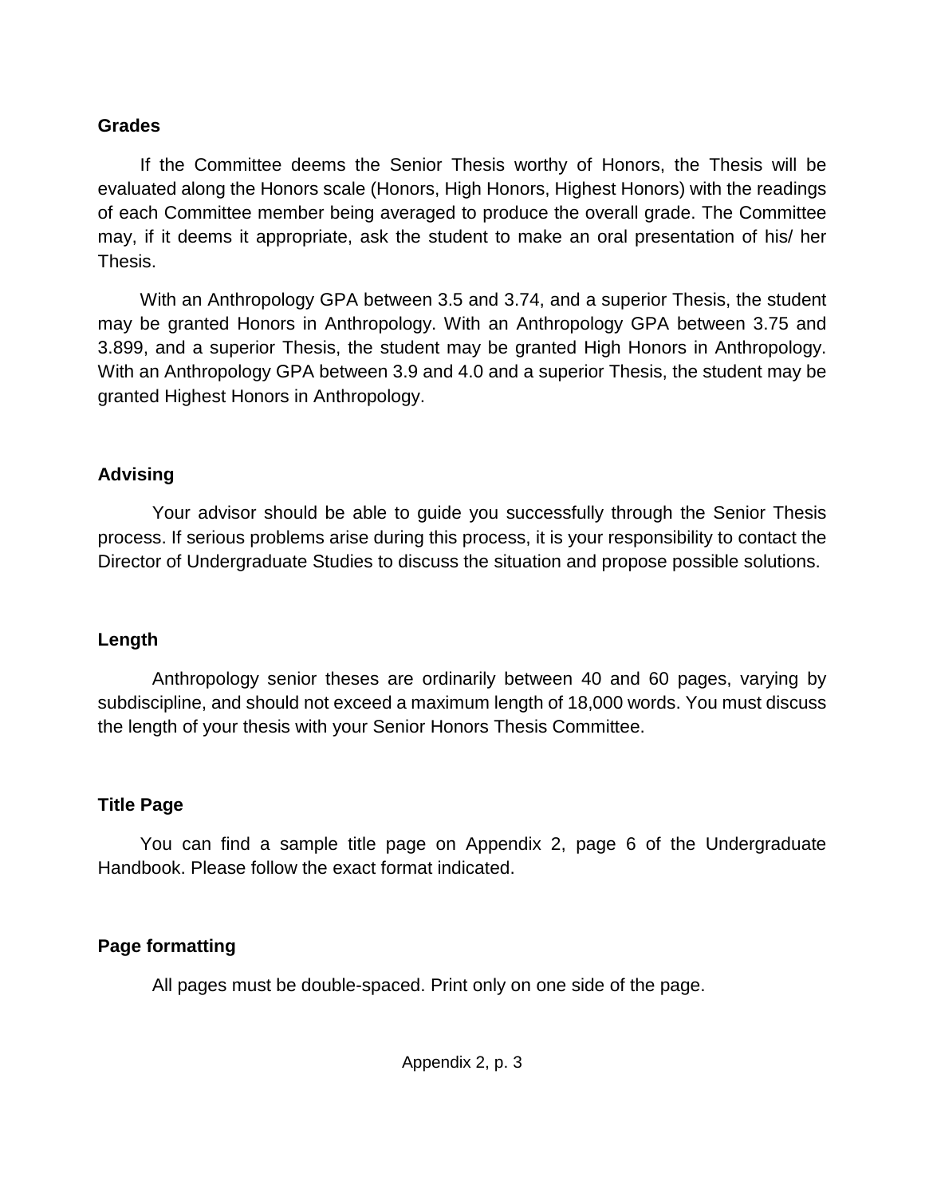**Grades**

If the Committee deems the Senior Thesis worthy of Honors, the Thesis will be evaluated along the Honors scale (Honors, High Honors, Highest Honors) with the readings of each Committee member being averaged to produce the overall grade. The Committee may, if it deems it appropriate, ask the student to make an oral presentation of his/ her Thesis.

With an Anthropology GPA between 3.5 and 3.74, and a superior Thesis, the student may be granted Honors in Anthropology. With an Anthropology GPA between 3.75 and 3.899, and a superior Thesis, the student may be granted High Honors in Anthropology. With an Anthropology GPA between 3.9 and 4.0 and a superior Thesis, the student may be granted Highest Honors in Anthropology.

**Advising**

Your advisor should be able to guide you successfully through the Senior Thesis process. If serious problems arise during this process, it is your responsibility to contact the Director of Undergraduate Studies to discuss the situation and propose possible solutions.

**Length**

Anthropology senior theses are ordinarily between 40 and 60 pages, varying by subdiscipline, and should not exceed a maximum length of 18,000 words. You must discuss the length of your thesis with your Senior Honors Thesis Committee.

**Title Page**

You can find a sample title page on Appendix 2, page 6 of the Undergraduate Handbook. Please follow the exact format indicated.

**Page formatting**

All pages must be double-spaced. Print only on one side of the page.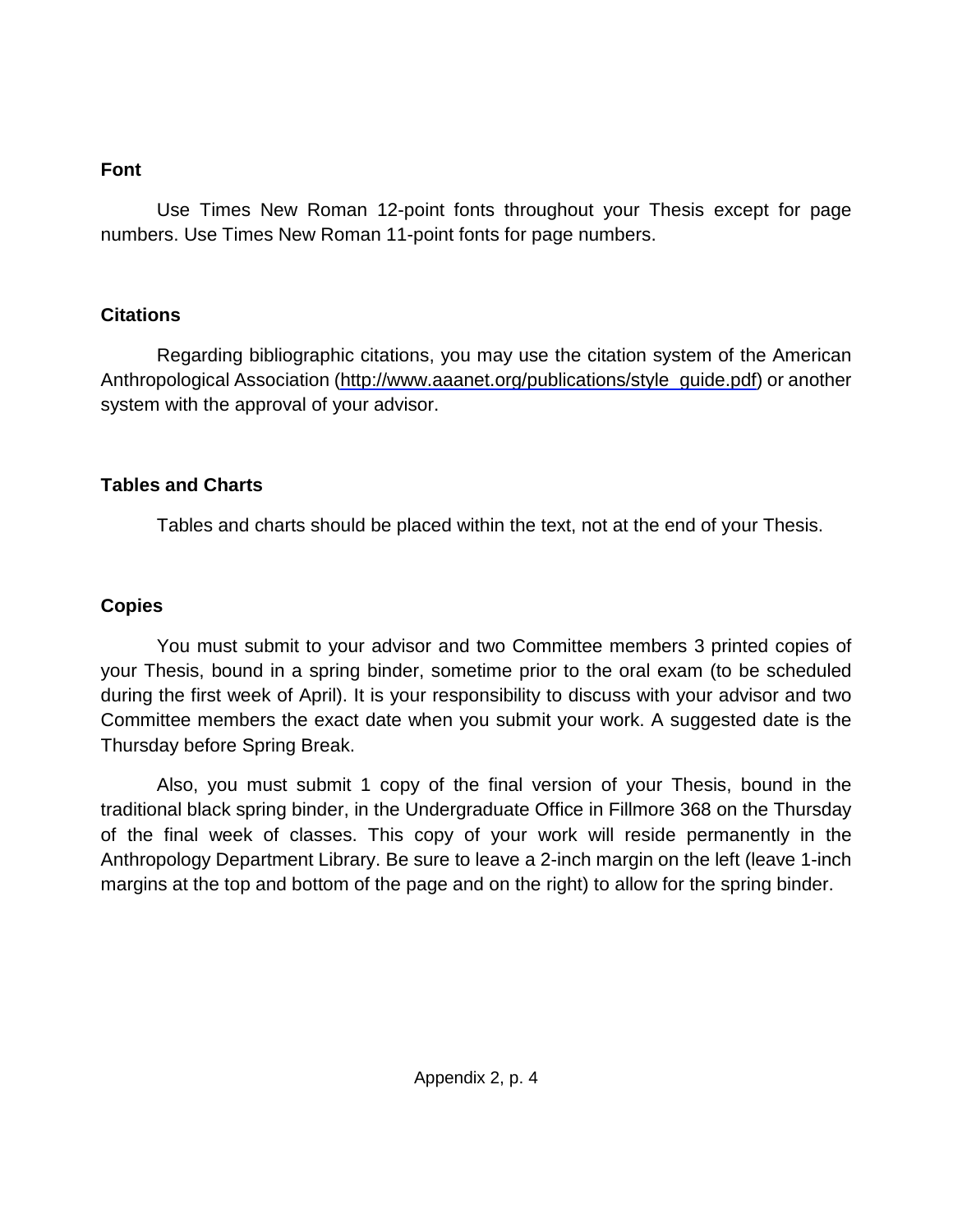### Font

Use Times New Roman 12-point fonts throughout your Thesis except for page numbers. Use Times New Roman 11-point fonts for page numbers.

### Citations

Regarding bibliographic citations, you may use the citation system of the American Anthropological Association (http://www.aaanet.org/publications/style_guide.pdf) or another system with the approval of your advisor.

### Tables and Charts

Tables and charts should be placed within the text, not at the end of your Thesis.

### Copies

You must submit to your advisor and two Committee members 3 printed copies of your Thesis, bound in a spring binder, sometime prior to the oral exam (to be scheduled during the first week of April). It is your responsibility to discuss with your advisor and two Committee members the exact date when you submit your work. A suggested date is the Thursday before Spring Break.

Also, you must submit 1 copy of the final version of your Thesis, bound in the traditional black spring binder, in the Undergraduate Office in Fillmore 368 on the Thursday of the final week of classes. This copy of your work will reside permanently in the Anthropology Department Library. Be sure to leave a 2-inch margin on the left (leave 1-inch margins at the top and bottom of the page and on the right) to allow for the spring binder.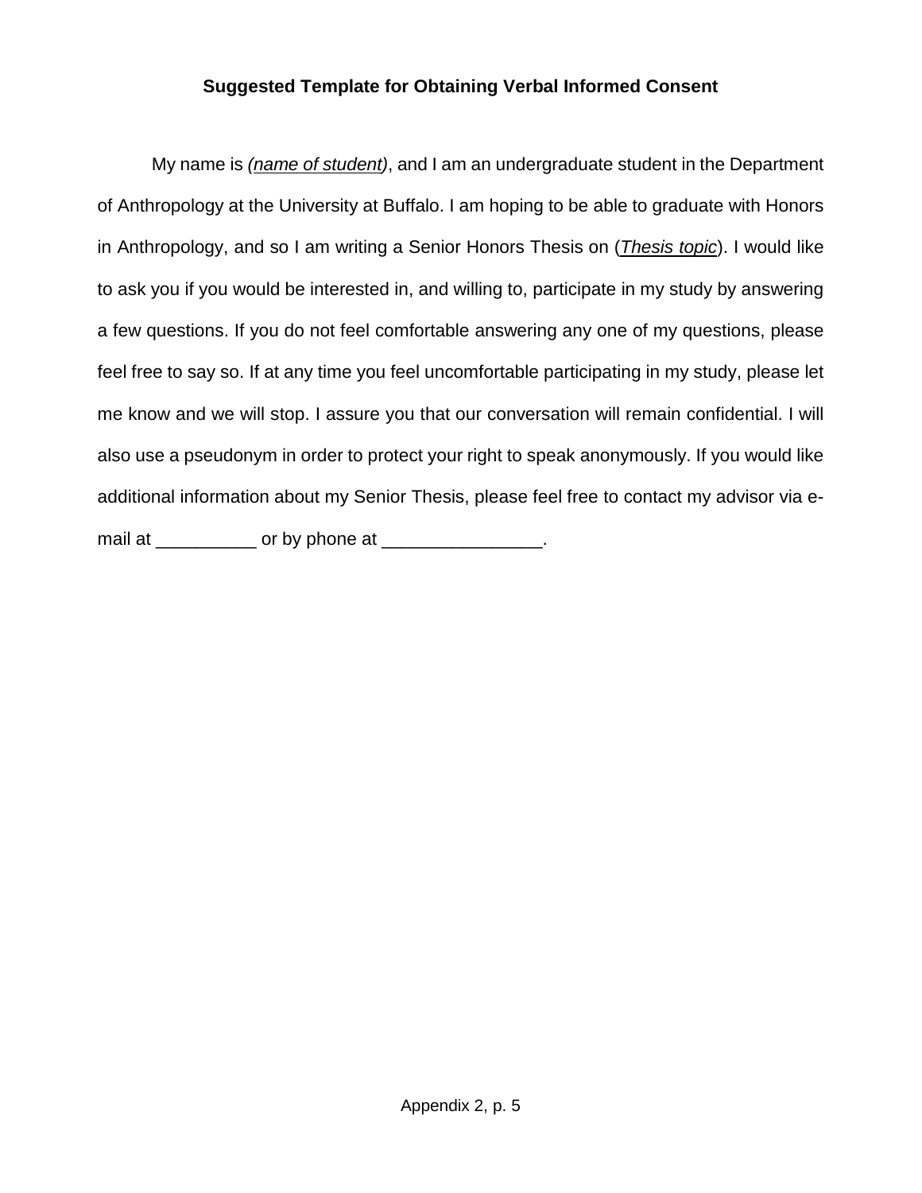### Suggested Template for Obtaining Verbal Informed Consent

My name is *(name of student)*, and I am an undergraduate student in the Department of Anthropology at the University at Buffalo. I am hoping to be able to graduate with Honors in Anthropology, and so I am writing a Senior Honors Thesis on (*Thesis topic*). I would like to ask you if you would be interested in, and willing to, participate in my study by answering a few questions. If you do not feel comfortable answering any one of my questions, please feel free to say so. If at any time you feel uncomfortable participating in my study, please let me know and we will stop. I assure you that our conversation will remain confidential. I will also use a pseudonym in order to protect your right to speak anonymously. If you would like additional information about my Senior Thesis, please feel free to contact my advisor via e-mail at __________ or by phone at ________________.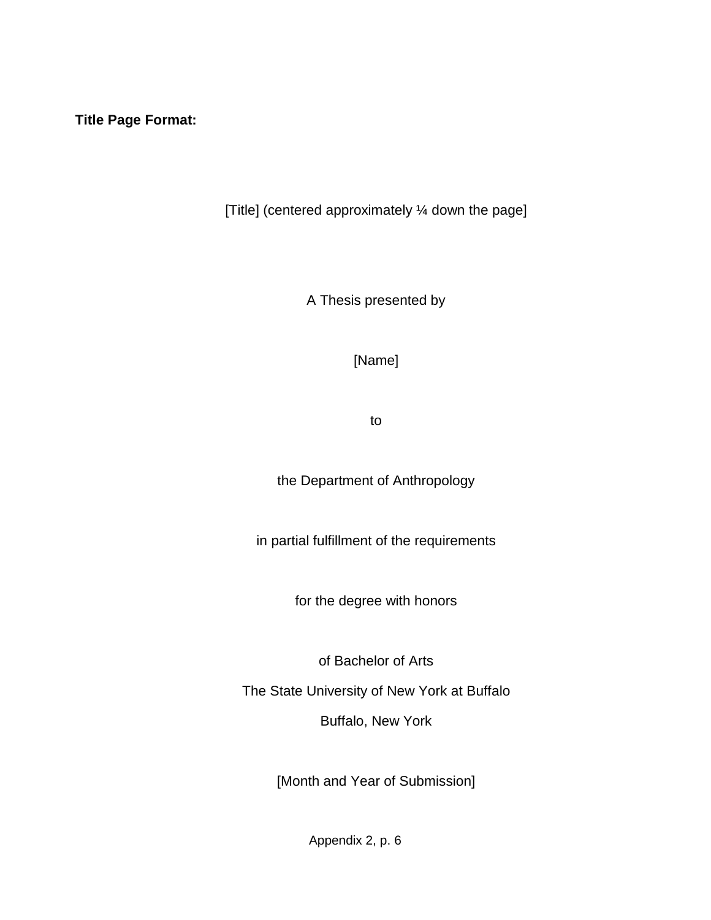**Title Page Format:**

[Title] (centered approximately ¼ down the page)

A Thesis presented by

[Name]

to

the Department of Anthropology

in partial fulfillment of the requirements

for the degree with honors

of Bachelor of Arts

The State University of New York at Buffalo

Buffalo, New York

[Month and Year of Submission]

Appendix 2, p. 6